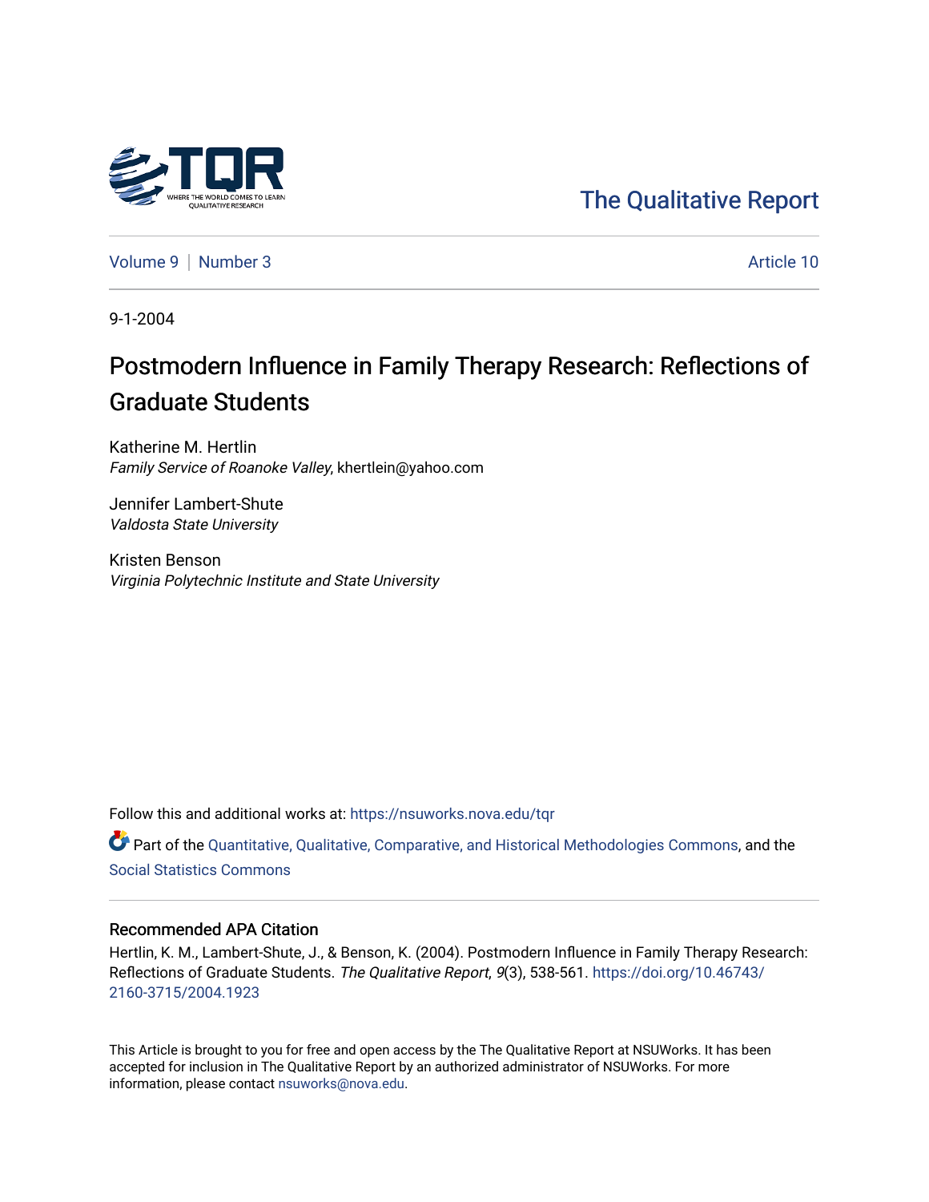The Qualitative Report

Volume 9 | Number 3 Article 10

9-1-2004

# Postmodern Influence in Family Therapy Research: Reflections of Graduate Students

Katherine M. Hertlin
*Family Service of Roanoke Valley*, khertlein@yahoo.com

Jennifer Lambert-Shute
*Valdosta State University*

Kristen Benson
*Virginia Polytechnic Institute and State University*

Follow this and additional works at: https://nsuworks.nova.edu/tqr

Part of the Quantitative, Qualitative, Comparative, and Historical Methodologies Commons, and the Social Statistics Commons

## Recommended APA Citation

Hertlin, K. M., Lambert-Shute, J., & Benson, K. (2004). Postmodern Influence in Family Therapy Research: Reflections of Graduate Students. *The Qualitative Report*, *9*(3), 538-561. https://doi.org/10.46743/2160-3715/2004.1923

This Article is brought to you for free and open access by the The Qualitative Report at NSUWorks. It has been accepted for inclusion in The Qualitative Report by an authorized administrator of NSUWorks. For more information, please contact nsuworks@nova.edu.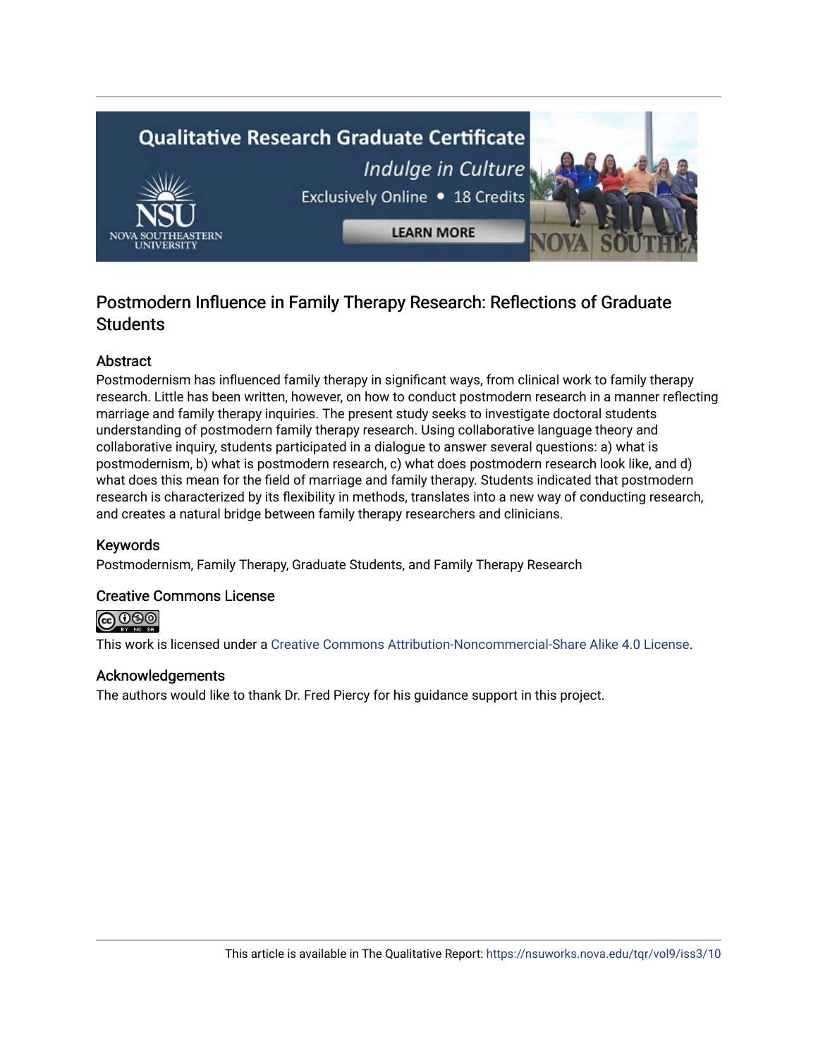# Postmodern Influence in Family Therapy Research: Reflections of Graduate Students

## Abstract

Postmodernism has influenced family therapy in significant ways, from clinical work to family therapy research. Little has been written, however, on how to conduct postmodern research in a manner reflecting marriage and family therapy inquiries. The present study seeks to investigate doctoral students understanding of postmodern family therapy research. Using collaborative language theory and collaborative inquiry, students participated in a dialogue to answer several questions: a) what is postmodernism, b) what is postmodern research, c) what does postmodern research look like, and d) what does this mean for the field of marriage and family therapy. Students indicated that postmodern research is characterized by its flexibility in methods, translates into a new way of conducting research, and creates a natural bridge between family therapy researchers and clinicians.

## Keywords

Postmodernism, Family Therapy, Graduate Students, and Family Therapy Research

## Creative Commons License

This work is licensed under a Creative Commons Attribution-Noncommercial-Share Alike 4.0 License.

## Acknowledgements

The authors would like to thank Dr. Fred Piercy for his guidance support in this project.

This article is available in The Qualitative Report: https://nsuworks.nova.edu/tqr/vol9/iss3/10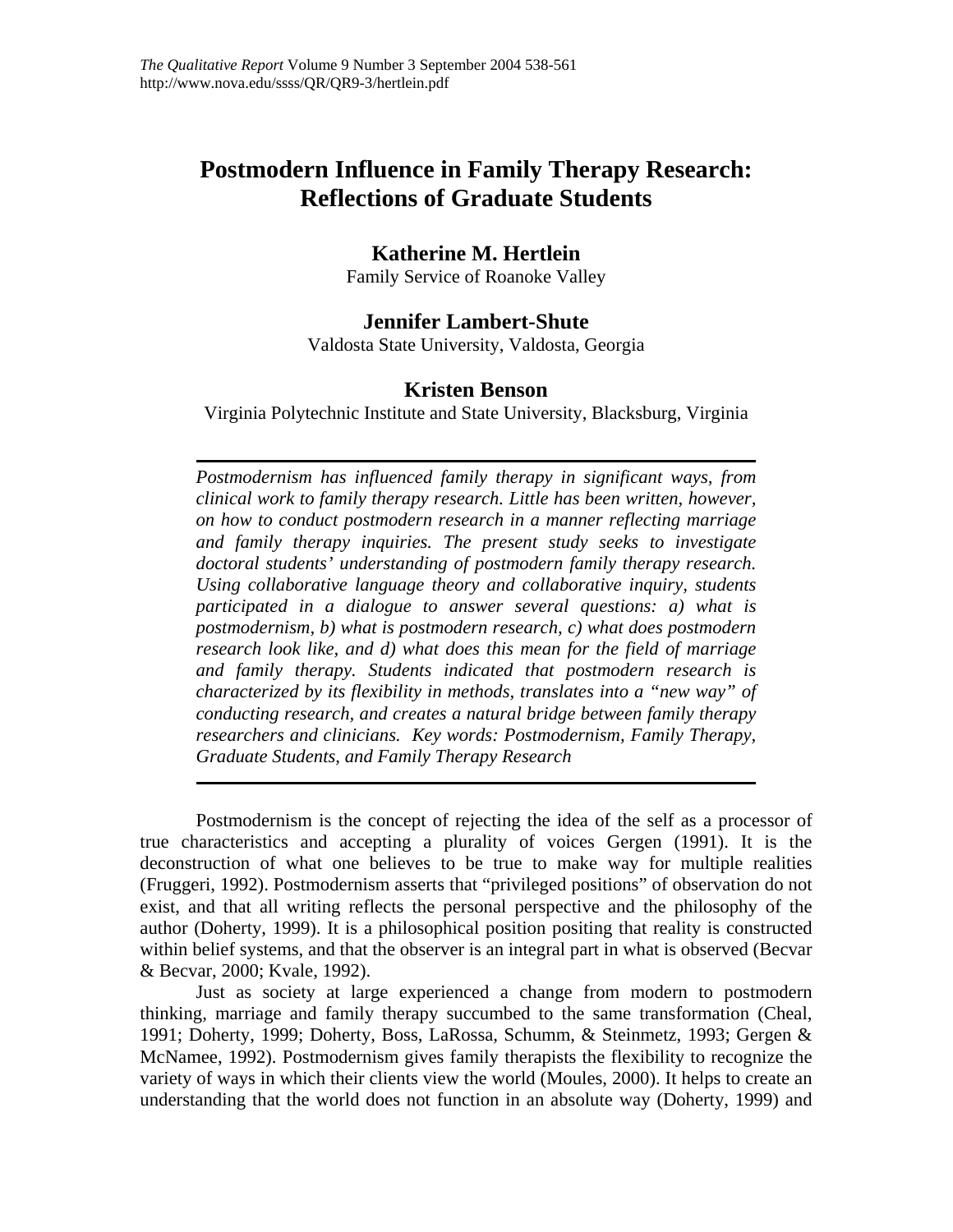# Postmodern Influence in Family Therapy Research: Reflections of Graduate Students

## Katherine M. Hertlein

Family Service of Roanoke Valley

## Jennifer Lambert-Shute

Valdosta State University, Valdosta, Georgia

## Kristen Benson

Virginia Polytechnic Institute and State University, Blacksburg, Virginia

---

*Postmodernism has influenced family therapy in significant ways, from clinical work to family therapy research. Little has been written, however, on how to conduct postmodern research in a manner reflecting marriage and family therapy inquiries. The present study seeks to investigate doctoral students' understanding of postmodern family therapy research. Using collaborative language theory and collaborative inquiry, students participated in a dialogue to answer several questions: a) what is postmodernism, b) what is postmodern research, c) what does postmodern research look like, and d) what does this mean for the field of marriage and family therapy. Students indicated that postmodern research is characterized by its flexibility in methods, translates into a "new way" of conducting research, and creates a natural bridge between family therapy researchers and clinicians. Key words: Postmodernism, Family Therapy, Graduate Students, and Family Therapy Research*

---

Postmodernism is the concept of rejecting the idea of the self as a processor of true characteristics and accepting a plurality of voices Gergen (1991). It is the deconstruction of what one believes to be true to make way for multiple realities (Fruggeri, 1992). Postmodernism asserts that "privileged positions" of observation do not exist, and that all writing reflects the personal perspective and the philosophy of the author (Doherty, 1999). It is a philosophical position positing that reality is constructed within belief systems, and that the observer is an integral part in what is observed (Becvar & Becvar, 2000; Kvale, 1992).

Just as society at large experienced a change from modern to postmodern thinking, marriage and family therapy succumbed to the same transformation (Cheal, 1991; Doherty, 1999; Doherty, Boss, LaRossa, Schumm, & Steinmetz, 1993; Gergen & McNamee, 1992). Postmodernism gives family therapists the flexibility to recognize the variety of ways in which their clients view the world (Moules, 2000). It helps to create an understanding that the world does not function in an absolute way (Doherty, 1999) and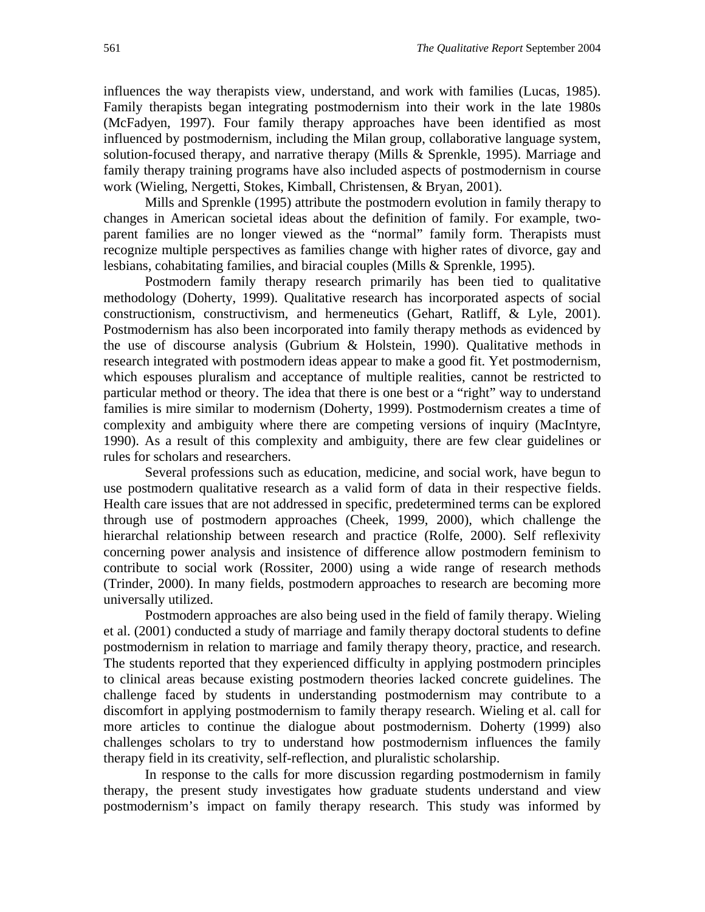influences the way therapists view, understand, and work with families (Lucas, 1985). Family therapists began integrating postmodernism into their work in the late 1980s (McFadyen, 1997). Four family therapy approaches have been identified as most influenced by postmodernism, including the Milan group, collaborative language system, solution-focused therapy, and narrative therapy (Mills & Sprenkle, 1995). Marriage and family therapy training programs have also included aspects of postmodernism in course work (Wieling, Nergetti, Stokes, Kimball, Christensen, & Bryan, 2001).

Mills and Sprenkle (1995) attribute the postmodern evolution in family therapy to changes in American societal ideas about the definition of family. For example, two-parent families are no longer viewed as the "normal" family form. Therapists must recognize multiple perspectives as families change with higher rates of divorce, gay and lesbians, cohabitating families, and biracial couples (Mills & Sprenkle, 1995).

Postmodern family therapy research primarily has been tied to qualitative methodology (Doherty, 1999). Qualitative research has incorporated aspects of social constructionism, constructivism, and hermeneutics (Gehart, Ratliff, & Lyle, 2001). Postmodernism has also been incorporated into family therapy methods as evidenced by the use of discourse analysis (Gubrium & Holstein, 1990). Qualitative methods in research integrated with postmodern ideas appear to make a good fit. Yet postmodernism, which espouses pluralism and acceptance of multiple realities, cannot be restricted to particular method or theory. The idea that there is one best or a "right" way to understand families is mire similar to modernism (Doherty, 1999). Postmodernism creates a time of complexity and ambiguity where there are competing versions of inquiry (MacIntyre, 1990). As a result of this complexity and ambiguity, there are few clear guidelines or rules for scholars and researchers.

Several professions such as education, medicine, and social work, have begun to use postmodern qualitative research as a valid form of data in their respective fields. Health care issues that are not addressed in specific, predetermined terms can be explored through use of postmodern approaches (Cheek, 1999, 2000), which challenge the hierarchal relationship between research and practice (Rolfe, 2000). Self reflexivity concerning power analysis and insistence of difference allow postmodern feminism to contribute to social work (Rossiter, 2000) using a wide range of research methods (Trinder, 2000). In many fields, postmodern approaches to research are becoming more universally utilized.

Postmodern approaches are also being used in the field of family therapy. Wieling et al. (2001) conducted a study of marriage and family therapy doctoral students to define postmodernism in relation to marriage and family therapy theory, practice, and research. The students reported that they experienced difficulty in applying postmodern principles to clinical areas because existing postmodern theories lacked concrete guidelines. The challenge faced by students in understanding postmodernism may contribute to a discomfort in applying postmodernism to family therapy research. Wieling et al. call for more articles to continue the dialogue about postmodernism. Doherty (1999) also challenges scholars to try to understand how postmodernism influences the family therapy field in its creativity, self-reflection, and pluralistic scholarship.

In response to the calls for more discussion regarding postmodernism in family therapy, the present study investigates how graduate students understand and view postmodernism's impact on family therapy research. This study was informed by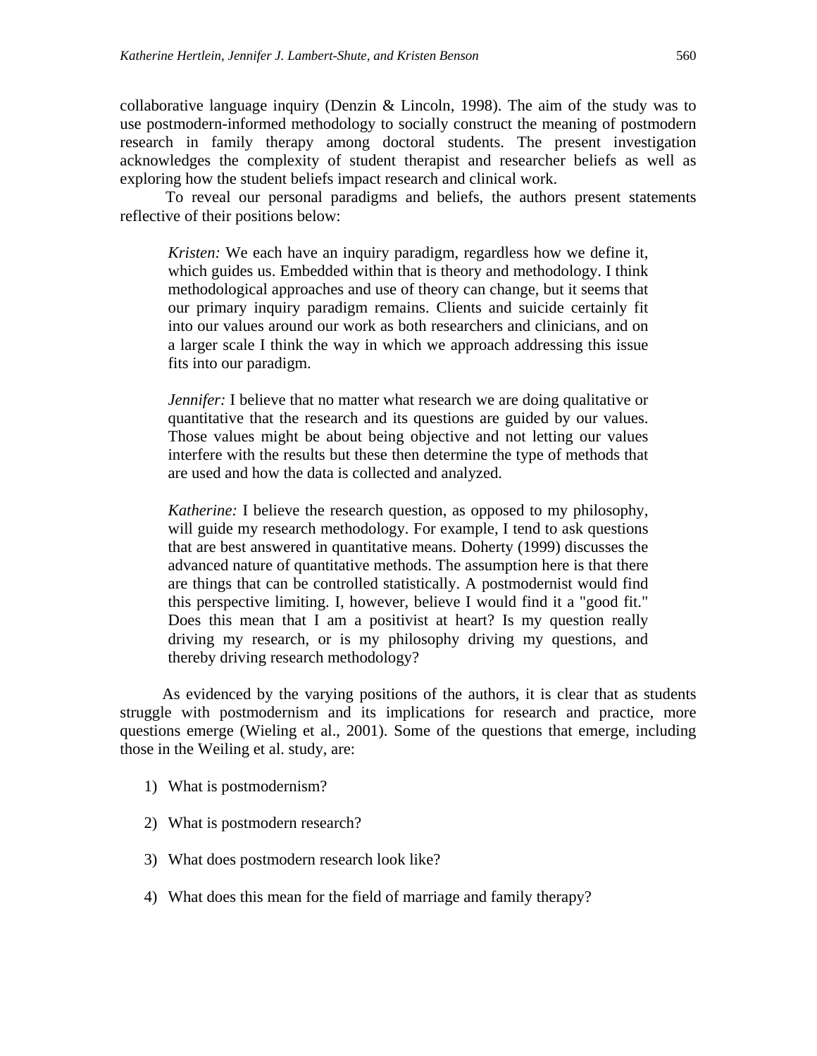collaborative language inquiry (Denzin & Lincoln, 1998). The aim of the study was to use postmodern-informed methodology to socially construct the meaning of postmodern research in family therapy among doctoral students. The present investigation acknowledges the complexity of student therapist and researcher beliefs as well as exploring how the student beliefs impact research and clinical work.

To reveal our personal paradigms and beliefs, the authors present statements reflective of their positions below:

> *Kristen:* We each have an inquiry paradigm, regardless how we define it, which guides us. Embedded within that is theory and methodology. I think methodological approaches and use of theory can change, but it seems that our primary inquiry paradigm remains. Clients and suicide certainly fit into our values around our work as both researchers and clinicians, and on a larger scale I think the way in which we approach addressing this issue fits into our paradigm.
>
> *Jennifer:* I believe that no matter what research we are doing qualitative or quantitative that the research and its questions are guided by our values. Those values might be about being objective and not letting our values interfere with the results but these then determine the type of methods that are used and how the data is collected and analyzed.
>
> *Katherine:* I believe the research question, as opposed to my philosophy, will guide my research methodology. For example, I tend to ask questions that are best answered in quantitative means. Doherty (1999) discusses the advanced nature of quantitative methods. The assumption here is that there are things that can be controlled statistically. A postmodernist would find this perspective limiting. I, however, believe I would find it a "good fit." Does this mean that I am a positivist at heart? Is my question really driving my research, or is my philosophy driving my questions, and thereby driving research methodology?

As evidenced by the varying positions of the authors, it is clear that as students struggle with postmodernism and its implications for research and practice, more questions emerge (Wieling et al., 2001). Some of the questions that emerge, including those in the Weiling et al. study, are:

1) What is postmodernism?

2) What is postmodern research?

3) What does postmodern research look like?

4) What does this mean for the field of marriage and family therapy?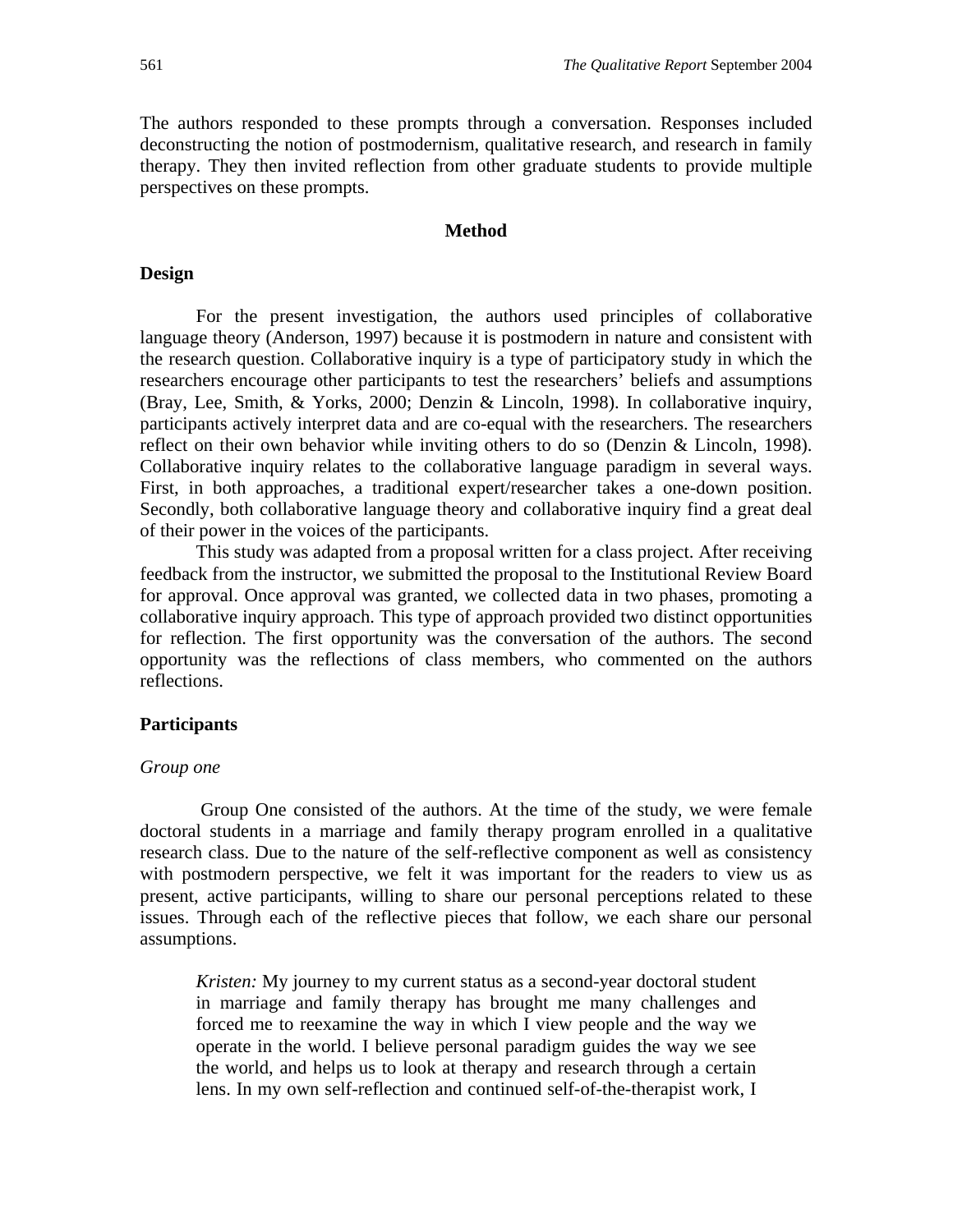The authors responded to these prompts through a conversation. Responses included deconstructing the notion of postmodernism, qualitative research, and research in family therapy. They then invited reflection from other graduate students to provide multiple perspectives on these prompts.

## Method

### Design

For the present investigation, the authors used principles of collaborative language theory (Anderson, 1997) because it is postmodern in nature and consistent with the research question. Collaborative inquiry is a type of participatory study in which the researchers encourage other participants to test the researchers' beliefs and assumptions (Bray, Lee, Smith, & Yorks, 2000; Denzin & Lincoln, 1998). In collaborative inquiry, participants actively interpret data and are co-equal with the researchers. The researchers reflect on their own behavior while inviting others to do so (Denzin & Lincoln, 1998). Collaborative inquiry relates to the collaborative language paradigm in several ways. First, in both approaches, a traditional expert/researcher takes a one-down position. Secondly, both collaborative language theory and collaborative inquiry find a great deal of their power in the voices of the participants.

This study was adapted from a proposal written for a class project. After receiving feedback from the instructor, we submitted the proposal to the Institutional Review Board for approval. Once approval was granted, we collected data in two phases, promoting a collaborative inquiry approach. This type of approach provided two distinct opportunities for reflection. The first opportunity was the conversation of the authors. The second opportunity was the reflections of class members, who commented on the authors reflections.

### Participants

#### *Group one*

Group One consisted of the authors. At the time of the study, we were female doctoral students in a marriage and family therapy program enrolled in a qualitative research class. Due to the nature of the self-reflective component as well as consistency with postmodern perspective, we felt it was important for the readers to view us as present, active participants, willing to share our personal perceptions related to these issues. Through each of the reflective pieces that follow, we each share our personal assumptions.

> *Kristen:* My journey to my current status as a second-year doctoral student in marriage and family therapy has brought me many challenges and forced me to reexamine the way in which I view people and the way we operate in the world. I believe personal paradigm guides the way we see the world, and helps us to look at therapy and research through a certain lens. In my own self-reflection and continued self-of-the-therapist work, I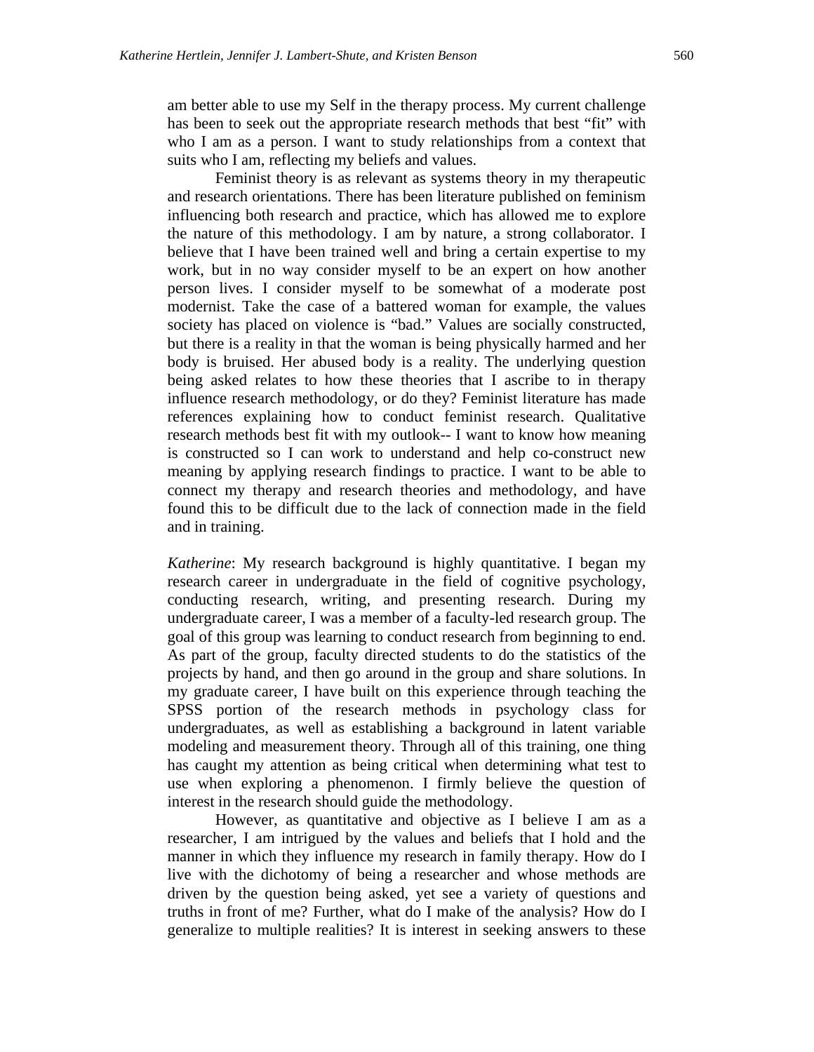am better able to use my Self in the therapy process. My current challenge has been to seek out the appropriate research methods that best "fit" with who I am as a person. I want to study relationships from a context that suits who I am, reflecting my beliefs and values.

Feminist theory is as relevant as systems theory in my therapeutic and research orientations. There has been literature published on feminism influencing both research and practice, which has allowed me to explore the nature of this methodology. I am by nature, a strong collaborator. I believe that I have been trained well and bring a certain expertise to my work, but in no way consider myself to be an expert on how another person lives. I consider myself to be somewhat of a moderate post modernist. Take the case of a battered woman for example, the values society has placed on violence is "bad." Values are socially constructed, but there is a reality in that the woman is being physically harmed and her body is bruised. Her abused body is a reality. The underlying question being asked relates to how these theories that I ascribe to in therapy influence research methodology, or do they? Feminist literature has made references explaining how to conduct feminist research. Qualitative research methods best fit with my outlook-- I want to know how meaning is constructed so I can work to understand and help co-construct new meaning by applying research findings to practice. I want to be able to connect my therapy and research theories and methodology, and have found this to be difficult due to the lack of connection made in the field and in training.

*Katherine*: My research background is highly quantitative. I began my research career in undergraduate in the field of cognitive psychology, conducting research, writing, and presenting research. During my undergraduate career, I was a member of a faculty-led research group. The goal of this group was learning to conduct research from beginning to end. As part of the group, faculty directed students to do the statistics of the projects by hand, and then go around in the group and share solutions. In my graduate career, I have built on this experience through teaching the SPSS portion of the research methods in psychology class for undergraduates, as well as establishing a background in latent variable modeling and measurement theory. Through all of this training, one thing has caught my attention as being critical when determining what test to use when exploring a phenomenon. I firmly believe the question of interest in the research should guide the methodology.

However, as quantitative and objective as I believe I am as a researcher, I am intrigued by the values and beliefs that I hold and the manner in which they influence my research in family therapy. How do I live with the dichotomy of being a researcher and whose methods are driven by the question being asked, yet see a variety of questions and truths in front of me? Further, what do I make of the analysis? How do I generalize to multiple realities? It is interest in seeking answers to these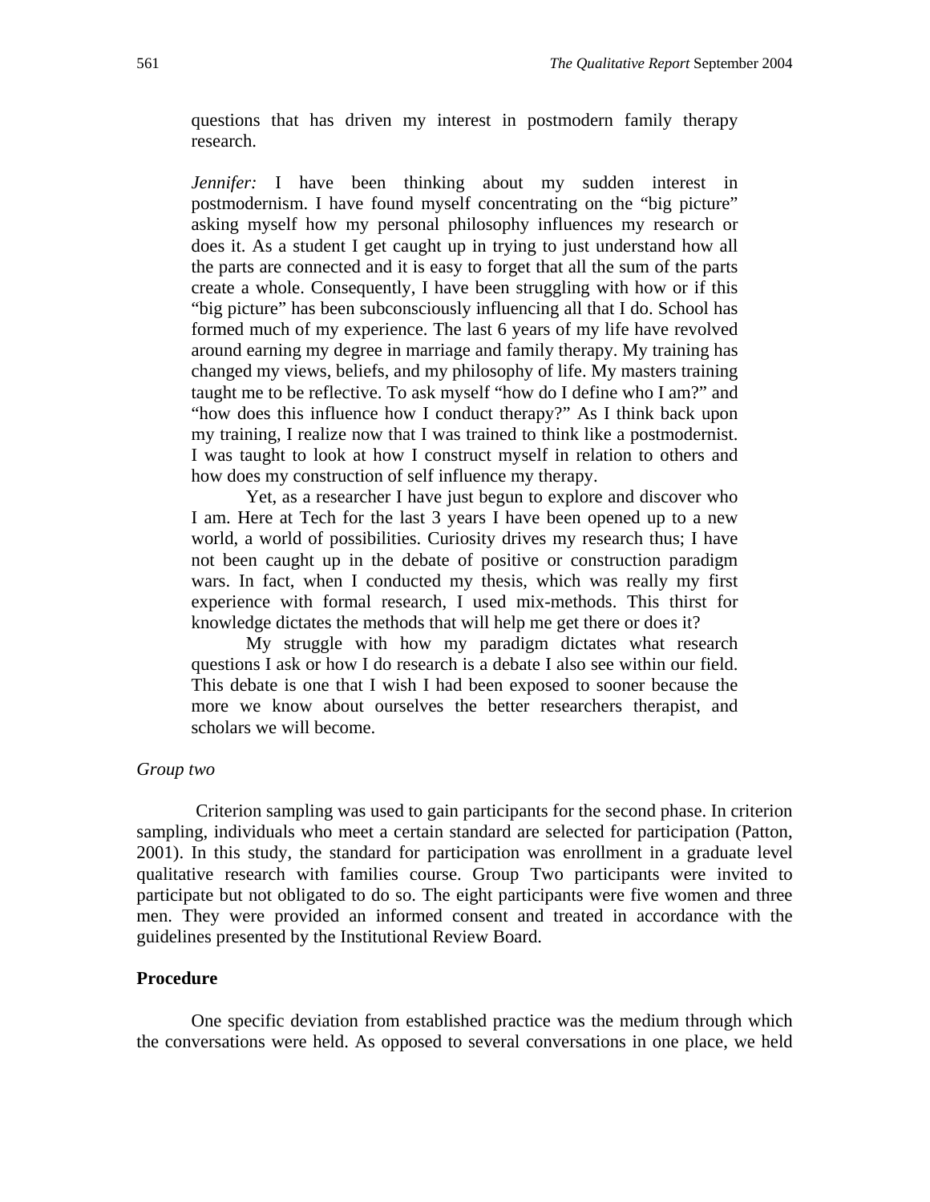questions that has driven my interest in postmodern family therapy research.

> *Jennifer:* I have been thinking about my sudden interest in postmodernism. I have found myself concentrating on the "big picture" asking myself how my personal philosophy influences my research or does it. As a student I get caught up in trying to just understand how all the parts are connected and it is easy to forget that all the sum of the parts create a whole. Consequently, I have been struggling with how or if this "big picture" has been subconsciously influencing all that I do. School has formed much of my experience. The last 6 years of my life have revolved around earning my degree in marriage and family therapy. My training has changed my views, beliefs, and my philosophy of life. My masters training taught me to be reflective. To ask myself "how do I define who I am?" and "how does this influence how I conduct therapy?" As I think back upon my training, I realize now that I was trained to think like a postmodernist. I was taught to look at how I construct myself in relation to others and how does my construction of self influence my therapy.
>
> Yet, as a researcher I have just begun to explore and discover who I am. Here at Tech for the last 3 years I have been opened up to a new world, a world of possibilities. Curiosity drives my research thus; I have not been caught up in the debate of positive or construction paradigm wars. In fact, when I conducted my thesis, which was really my first experience with formal research, I used mix-methods. This thirst for knowledge dictates the methods that will help me get there or does it?
>
> My struggle with how my paradigm dictates what research questions I ask or how I do research is a debate I also see within our field. This debate is one that I wish I had been exposed to sooner because the more we know about ourselves the better researchers therapist, and scholars we will become.

*Group two*

Criterion sampling was used to gain participants for the second phase. In criterion sampling, individuals who meet a certain standard are selected for participation (Patton, 2001). In this study, the standard for participation was enrollment in a graduate level qualitative research with families course. Group Two participants were invited to participate but not obligated to do so. The eight participants were five women and three men. They were provided an informed consent and treated in accordance with the guidelines presented by the Institutional Review Board.

**Procedure**

One specific deviation from established practice was the medium through which the conversations were held. As opposed to several conversations in one place, we held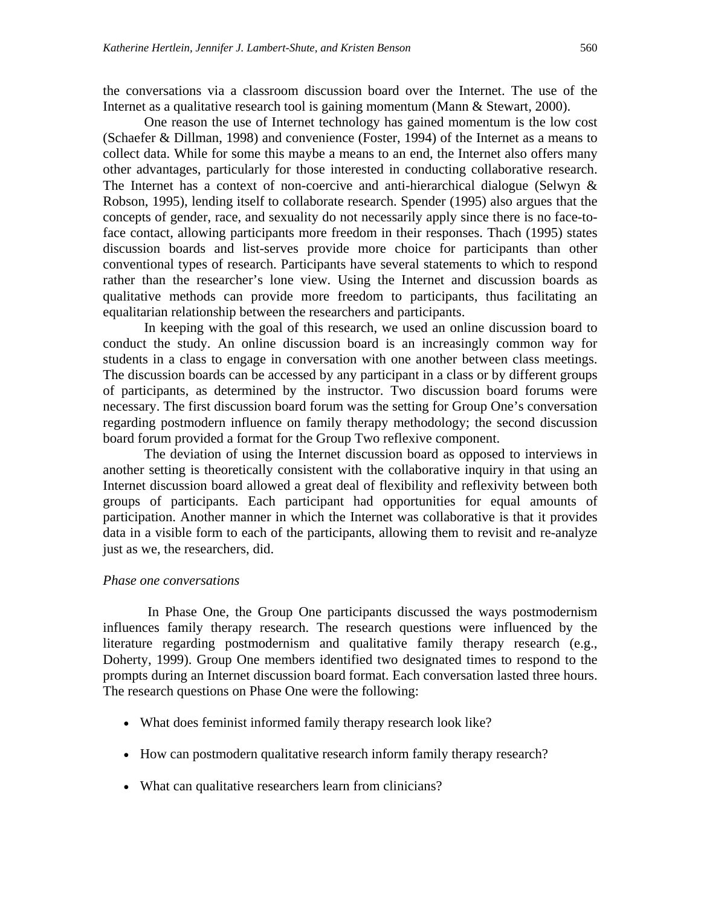the conversations via a classroom discussion board over the Internet. The use of the Internet as a qualitative research tool is gaining momentum (Mann & Stewart, 2000).

One reason the use of Internet technology has gained momentum is the low cost (Schaefer & Dillman, 1998) and convenience (Foster, 1994) of the Internet as a means to collect data. While for some this maybe a means to an end, the Internet also offers many other advantages, particularly for those interested in conducting collaborative research. The Internet has a context of non-coercive and anti-hierarchical dialogue (Selwyn & Robson, 1995), lending itself to collaborate research. Spender (1995) also argues that the concepts of gender, race, and sexuality do not necessarily apply since there is no face-to-face contact, allowing participants more freedom in their responses. Thach (1995) states discussion boards and list-serves provide more choice for participants than other conventional types of research. Participants have several statements to which to respond rather than the researcher's lone view. Using the Internet and discussion boards as qualitative methods can provide more freedom to participants, thus facilitating an equalitarian relationship between the researchers and participants.

In keeping with the goal of this research, we used an online discussion board to conduct the study. An online discussion board is an increasingly common way for students in a class to engage in conversation with one another between class meetings. The discussion boards can be accessed by any participant in a class or by different groups of participants, as determined by the instructor. Two discussion board forums were necessary. The first discussion board forum was the setting for Group One's conversation regarding postmodern influence on family therapy methodology; the second discussion board forum provided a format for the Group Two reflexive component.

The deviation of using the Internet discussion board as opposed to interviews in another setting is theoretically consistent with the collaborative inquiry in that using an Internet discussion board allowed a great deal of flexibility and reflexivity between both groups of participants. Each participant had opportunities for equal amounts of participation. Another manner in which the Internet was collaborative is that it provides data in a visible form to each of the participants, allowing them to revisit and re-analyze just as we, the researchers, did.

*Phase one conversations*

In Phase One, the Group One participants discussed the ways postmodernism influences family therapy research. The research questions were influenced by the literature regarding postmodernism and qualitative family therapy research (e.g., Doherty, 1999). Group One members identified two designated times to respond to the prompts during an Internet discussion board format. Each conversation lasted three hours. The research questions on Phase One were the following:

- What does feminist informed family therapy research look like?
- How can postmodern qualitative research inform family therapy research?
- What can qualitative researchers learn from clinicians?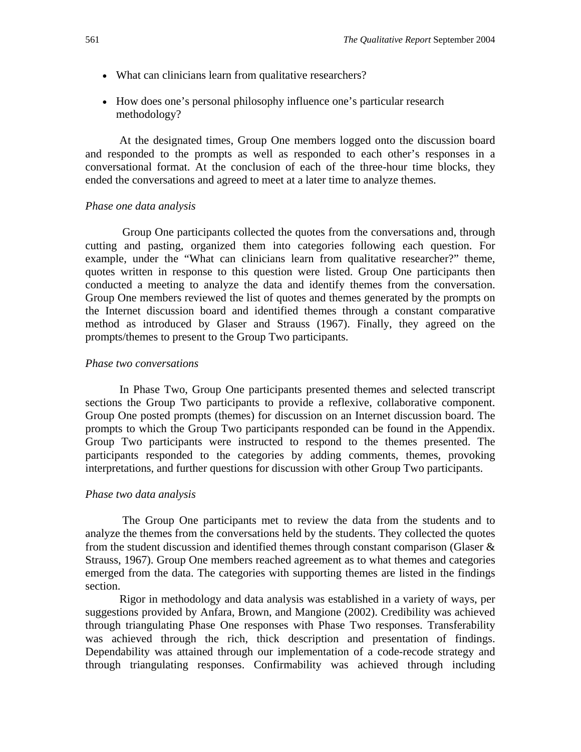- What can clinicians learn from qualitative researchers?
- How does one's personal philosophy influence one's particular research methodology?

At the designated times, Group One members logged onto the discussion board and responded to the prompts as well as responded to each other's responses in a conversational format. At the conclusion of each of the three-hour time blocks, they ended the conversations and agreed to meet at a later time to analyze themes.

*Phase one data analysis*

Group One participants collected the quotes from the conversations and, through cutting and pasting, organized them into categories following each question. For example, under the "What can clinicians learn from qualitative researcher?" theme, quotes written in response to this question were listed. Group One participants then conducted a meeting to analyze the data and identify themes from the conversation. Group One members reviewed the list of quotes and themes generated by the prompts on the Internet discussion board and identified themes through a constant comparative method as introduced by Glaser and Strauss (1967). Finally, they agreed on the prompts/themes to present to the Group Two participants.

*Phase two conversations*

In Phase Two, Group One participants presented themes and selected transcript sections the Group Two participants to provide a reflexive, collaborative component. Group One posted prompts (themes) for discussion on an Internet discussion board. The prompts to which the Group Two participants responded can be found in the Appendix. Group Two participants were instructed to respond to the themes presented. The participants responded to the categories by adding comments, themes, provoking interpretations, and further questions for discussion with other Group Two participants.

*Phase two data analysis*

The Group One participants met to review the data from the students and to analyze the themes from the conversations held by the students. They collected the quotes from the student discussion and identified themes through constant comparison (Glaser & Strauss, 1967). Group One members reached agreement as to what themes and categories emerged from the data. The categories with supporting themes are listed in the findings section.

Rigor in methodology and data analysis was established in a variety of ways, per suggestions provided by Anfara, Brown, and Mangione (2002). Credibility was achieved through triangulating Phase One responses with Phase Two responses. Transferability was achieved through the rich, thick description and presentation of findings. Dependability was attained through our implementation of a code-recode strategy and through triangulating responses. Confirmability was achieved through including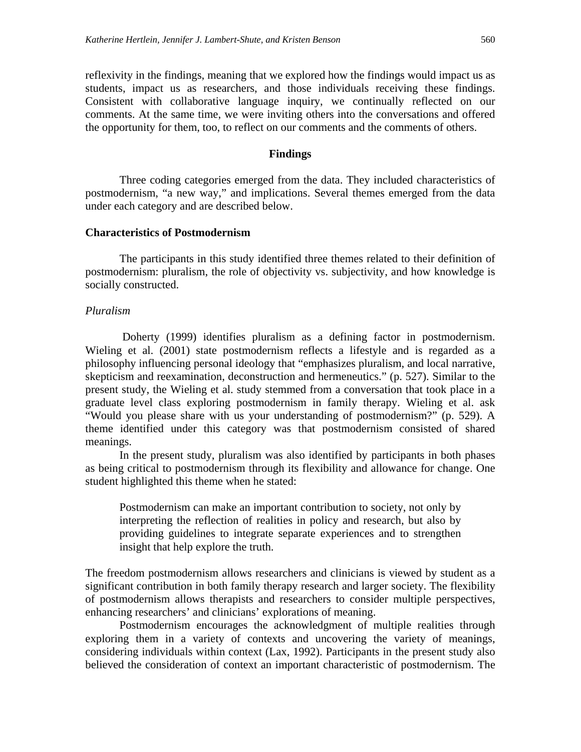reflexivity in the findings, meaning that we explored how the findings would impact us as students, impact us as researchers, and those individuals receiving these findings. Consistent with collaborative language inquiry, we continually reflected on our comments. At the same time, we were inviting others into the conversations and offered the opportunity for them, too, to reflect on our comments and the comments of others.

## Findings

Three coding categories emerged from the data. They included characteristics of postmodernism, "a new way," and implications. Several themes emerged from the data under each category and are described below.

### Characteristics of Postmodernism

The participants in this study identified three themes related to their definition of postmodernism: pluralism, the role of objectivity vs. subjectivity, and how knowledge is socially constructed.

#### *Pluralism*

Doherty (1999) identifies pluralism as a defining factor in postmodernism. Wieling et al. (2001) state postmodernism reflects a lifestyle and is regarded as a philosophy influencing personal ideology that "emphasizes pluralism, and local narrative, skepticism and reexamination, deconstruction and hermeneutics." (p. 527). Similar to the present study, the Wieling et al. study stemmed from a conversation that took place in a graduate level class exploring postmodernism in family therapy. Wieling et al. ask "Would you please share with us your understanding of postmodernism?" (p. 529). A theme identified under this category was that postmodernism consisted of shared meanings.

In the present study, pluralism was also identified by participants in both phases as being critical to postmodernism through its flexibility and allowance for change. One student highlighted this theme when he stated:

> Postmodernism can make an important contribution to society, not only by interpreting the reflection of realities in policy and research, but also by providing guidelines to integrate separate experiences and to strengthen insight that help explore the truth.

The freedom postmodernism allows researchers and clinicians is viewed by student as a significant contribution in both family therapy research and larger society. The flexibility of postmodernism allows therapists and researchers to consider multiple perspectives, enhancing researchers' and clinicians' explorations of meaning.

Postmodernism encourages the acknowledgment of multiple realities through exploring them in a variety of contexts and uncovering the variety of meanings, considering individuals within context (Lax, 1992). Participants in the present study also believed the consideration of context an important characteristic of postmodernism. The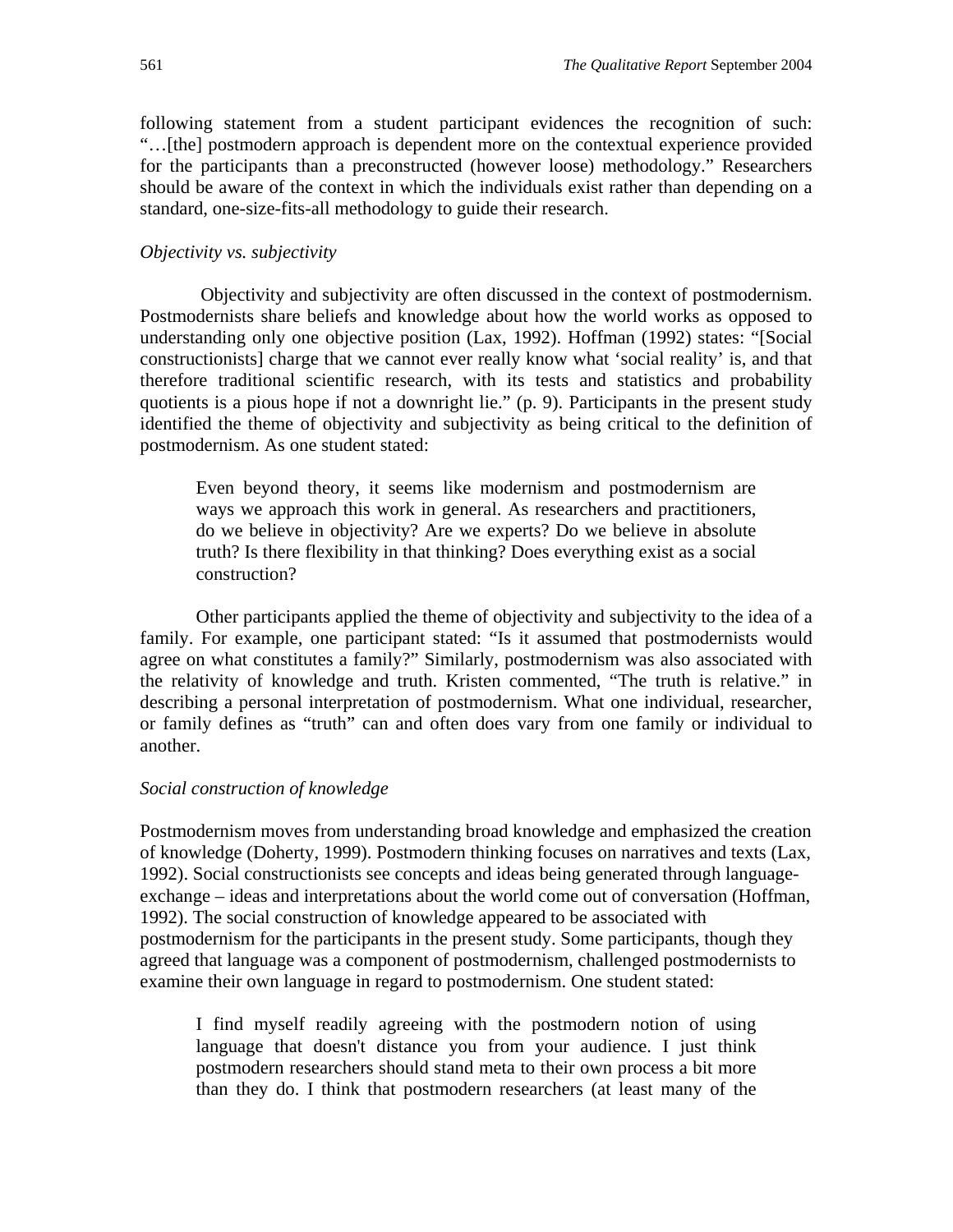following statement from a student participant evidences the recognition of such: "…[the] postmodern approach is dependent more on the contextual experience provided for the participants than a preconstructed (however loose) methodology." Researchers should be aware of the context in which the individuals exist rather than depending on a standard, one-size-fits-all methodology to guide their research.

*Objectivity vs. subjectivity*

Objectivity and subjectivity are often discussed in the context of postmodernism. Postmodernists share beliefs and knowledge about how the world works as opposed to understanding only one objective position (Lax, 1992). Hoffman (1992) states: "[Social constructionists] charge that we cannot ever really know what 'social reality' is, and that therefore traditional scientific research, with its tests and statistics and probability quotients is a pious hope if not a downright lie." (p. 9). Participants in the present study identified the theme of objectivity and subjectivity as being critical to the definition of postmodernism. As one student stated:

> Even beyond theory, it seems like modernism and postmodernism are ways we approach this work in general. As researchers and practitioners, do we believe in objectivity? Are we experts? Do we believe in absolute truth? Is there flexibility in that thinking? Does everything exist as a social construction?

Other participants applied the theme of objectivity and subjectivity to the idea of a family. For example, one participant stated: "Is it assumed that postmodernists would agree on what constitutes a family?" Similarly, postmodernism was also associated with the relativity of knowledge and truth. Kristen commented, "The truth is relative." in describing a personal interpretation of postmodernism. What one individual, researcher, or family defines as "truth" can and often does vary from one family or individual to another.

*Social construction of knowledge*

Postmodernism moves from understanding broad knowledge and emphasized the creation of knowledge (Doherty, 1999). Postmodern thinking focuses on narratives and texts (Lax, 1992). Social constructionists see concepts and ideas being generated through language-exchange – ideas and interpretations about the world come out of conversation (Hoffman, 1992). The social construction of knowledge appeared to be associated with postmodernism for the participants in the present study. Some participants, though they agreed that language was a component of postmodernism, challenged postmodernists to examine their own language in regard to postmodernism. One student stated:

> I find myself readily agreeing with the postmodern notion of using language that doesn't distance you from your audience. I just think postmodern researchers should stand meta to their own process a bit more than they do. I think that postmodern researchers (at least many of the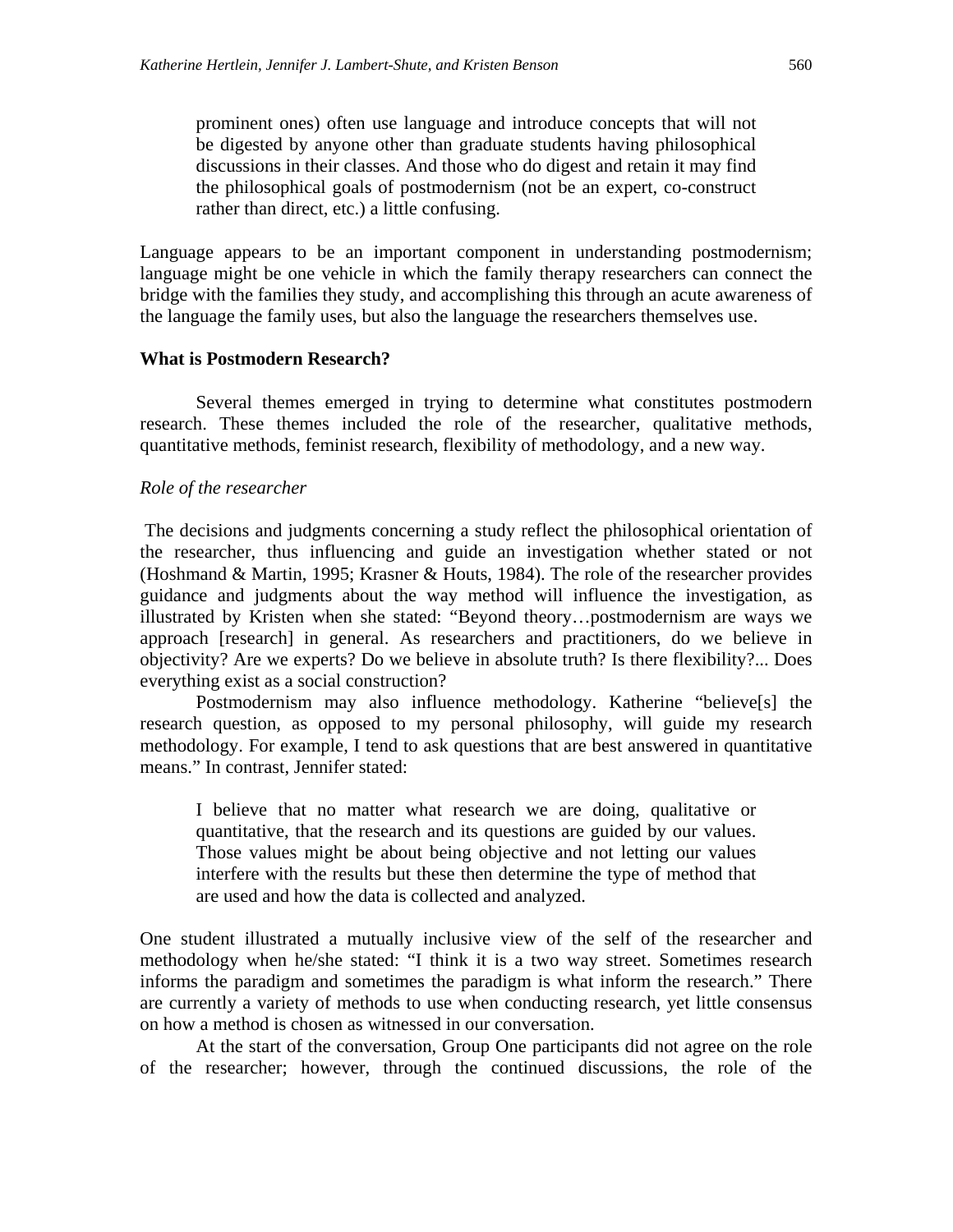> prominent ones) often use language and introduce concepts that will not be digested by anyone other than graduate students having philosophical discussions in their classes. And those who do digest and retain it may find the philosophical goals of postmodernism (not be an expert, co-construct rather than direct, etc.) a little confusing.

Language appears to be an important component in understanding postmodernism; language might be one vehicle in which the family therapy researchers can connect the bridge with the families they study, and accomplishing this through an acute awareness of the language the family uses, but also the language the researchers themselves use.

**What is Postmodern Research?**

Several themes emerged in trying to determine what constitutes postmodern research. These themes included the role of the researcher, qualitative methods, quantitative methods, feminist research, flexibility of methodology, and a new way.

*Role of the researcher*

The decisions and judgments concerning a study reflect the philosophical orientation of the researcher, thus influencing and guide an investigation whether stated or not (Hoshmand & Martin, 1995; Krasner & Houts, 1984). The role of the researcher provides guidance and judgments about the way method will influence the investigation, as illustrated by Kristen when she stated: "Beyond theory…postmodernism are ways we approach [research] in general. As researchers and practitioners, do we believe in objectivity? Are we experts? Do we believe in absolute truth? Is there flexibility?... Does everything exist as a social construction?

Postmodernism may also influence methodology. Katherine "believe[s] the research question, as opposed to my personal philosophy, will guide my research methodology. For example, I tend to ask questions that are best answered in quantitative means." In contrast, Jennifer stated:

> I believe that no matter what research we are doing, qualitative or quantitative, that the research and its questions are guided by our values. Those values might be about being objective and not letting our values interfere with the results but these then determine the type of method that are used and how the data is collected and analyzed.

One student illustrated a mutually inclusive view of the self of the researcher and methodology when he/she stated: "I think it is a two way street. Sometimes research informs the paradigm and sometimes the paradigm is what inform the research." There are currently a variety of methods to use when conducting research, yet little consensus on how a method is chosen as witnessed in our conversation.

At the start of the conversation, Group One participants did not agree on the role of the researcher; however, through the continued discussions, the role of the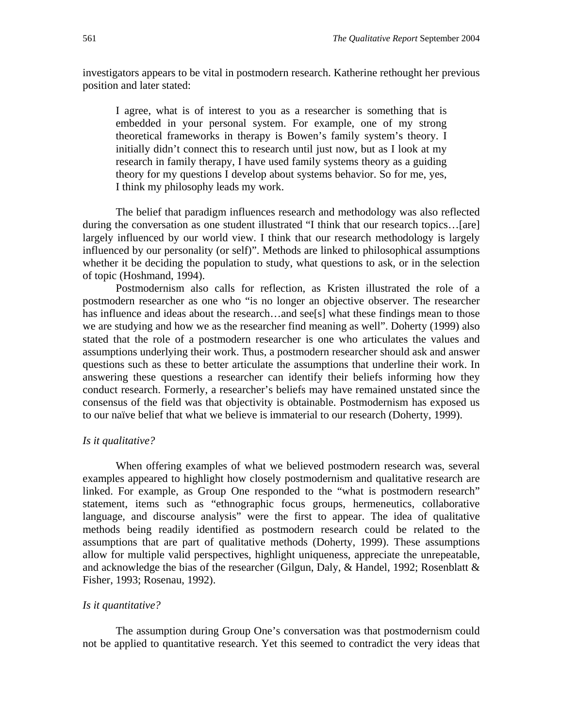investigators appears to be vital in postmodern research. Katherine rethought her previous position and later stated:

> I agree, what is of interest to you as a researcher is something that is embedded in your personal system. For example, one of my strong theoretical frameworks in therapy is Bowen's family system's theory. I initially didn't connect this to research until just now, but as I look at my research in family therapy, I have used family systems theory as a guiding theory for my questions I develop about systems behavior. So for me, yes, I think my philosophy leads my work.

The belief that paradigm influences research and methodology was also reflected during the conversation as one student illustrated "I think that our research topics…[are] largely influenced by our world view. I think that our research methodology is largely influenced by our personality (or self)". Methods are linked to philosophical assumptions whether it be deciding the population to study, what questions to ask, or in the selection of topic (Hoshmand, 1994).

Postmodernism also calls for reflection, as Kristen illustrated the role of a postmodern researcher as one who "is no longer an objective observer. The researcher has influence and ideas about the research…and see[s] what these findings mean to those we are studying and how we as the researcher find meaning as well". Doherty (1999) also stated that the role of a postmodern researcher is one who articulates the values and assumptions underlying their work. Thus, a postmodern researcher should ask and answer questions such as these to better articulate the assumptions that underline their work. In answering these questions a researcher can identify their beliefs informing how they conduct research. Formerly, a researcher's beliefs may have remained unstated since the consensus of the field was that objectivity is obtainable. Postmodernism has exposed us to our naïve belief that what we believe is immaterial to our research (Doherty, 1999).

*Is it qualitative?*

When offering examples of what we believed postmodern research was, several examples appeared to highlight how closely postmodernism and qualitative research are linked. For example, as Group One responded to the "what is postmodern research" statement, items such as "ethnographic focus groups, hermeneutics, collaborative language, and discourse analysis" were the first to appear. The idea of qualitative methods being readily identified as postmodern research could be related to the assumptions that are part of qualitative methods (Doherty, 1999). These assumptions allow for multiple valid perspectives, highlight uniqueness, appreciate the unrepeatable, and acknowledge the bias of the researcher (Gilgun, Daly, & Handel, 1992; Rosenblatt & Fisher, 1993; Rosenau, 1992).

*Is it quantitative?*

The assumption during Group One's conversation was that postmodernism could not be applied to quantitative research. Yet this seemed to contradict the very ideas that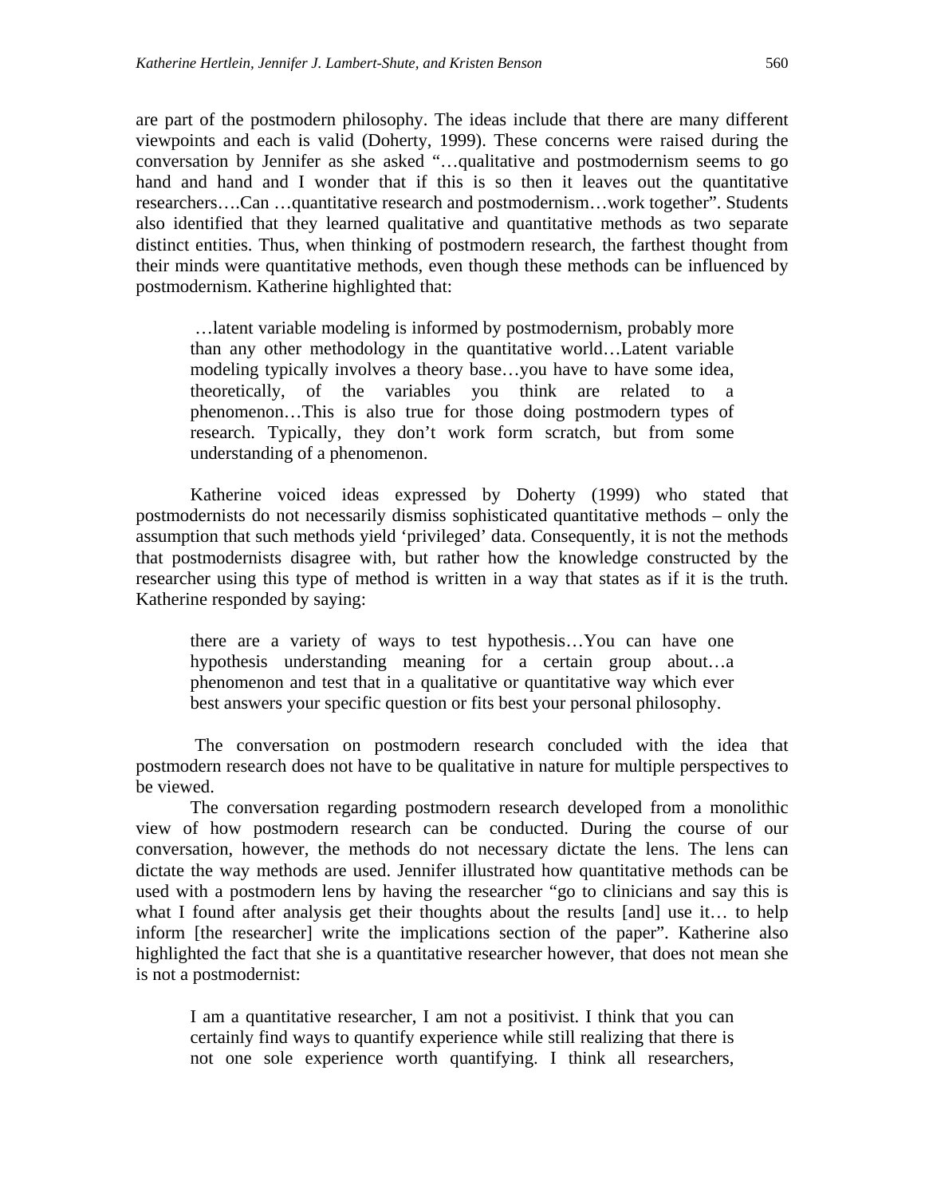are part of the postmodern philosophy. The ideas include that there are many different viewpoints and each is valid (Doherty, 1999). These concerns were raised during the conversation by Jennifer as she asked "…qualitative and postmodernism seems to go hand and hand and I wonder that if this is so then it leaves out the quantitative researchers….Can …quantitative research and postmodernism…work together". Students also identified that they learned qualitative and quantitative methods as two separate distinct entities. Thus, when thinking of postmodern research, the farthest thought from their minds were quantitative methods, even though these methods can be influenced by postmodernism. Katherine highlighted that:

> …latent variable modeling is informed by postmodernism, probably more than any other methodology in the quantitative world…Latent variable modeling typically involves a theory base…you have to have some idea, theoretically, of the variables you think are related to a phenomenon…This is also true for those doing postmodern types of research. Typically, they don't work form scratch, but from some understanding of a phenomenon.

Katherine voiced ideas expressed by Doherty (1999) who stated that postmodernists do not necessarily dismiss sophisticated quantitative methods – only the assumption that such methods yield 'privileged' data. Consequently, it is not the methods that postmodernists disagree with, but rather how the knowledge constructed by the researcher using this type of method is written in a way that states as if it is the truth. Katherine responded by saying:

> there are a variety of ways to test hypothesis…You can have one hypothesis understanding meaning for a certain group about…a phenomenon and test that in a qualitative or quantitative way which ever best answers your specific question or fits best your personal philosophy.

The conversation on postmodern research concluded with the idea that postmodern research does not have to be qualitative in nature for multiple perspectives to be viewed.

The conversation regarding postmodern research developed from a monolithic view of how postmodern research can be conducted. During the course of our conversation, however, the methods do not necessary dictate the lens. The lens can dictate the way methods are used. Jennifer illustrated how quantitative methods can be used with a postmodern lens by having the researcher "go to clinicians and say this is what I found after analysis get their thoughts about the results [and] use it… to help inform [the researcher] write the implications section of the paper". Katherine also highlighted the fact that she is a quantitative researcher however, that does not mean she is not a postmodernist:

> I am a quantitative researcher, I am not a positivist. I think that you can certainly find ways to quantify experience while still realizing that there is not one sole experience worth quantifying. I think all researchers,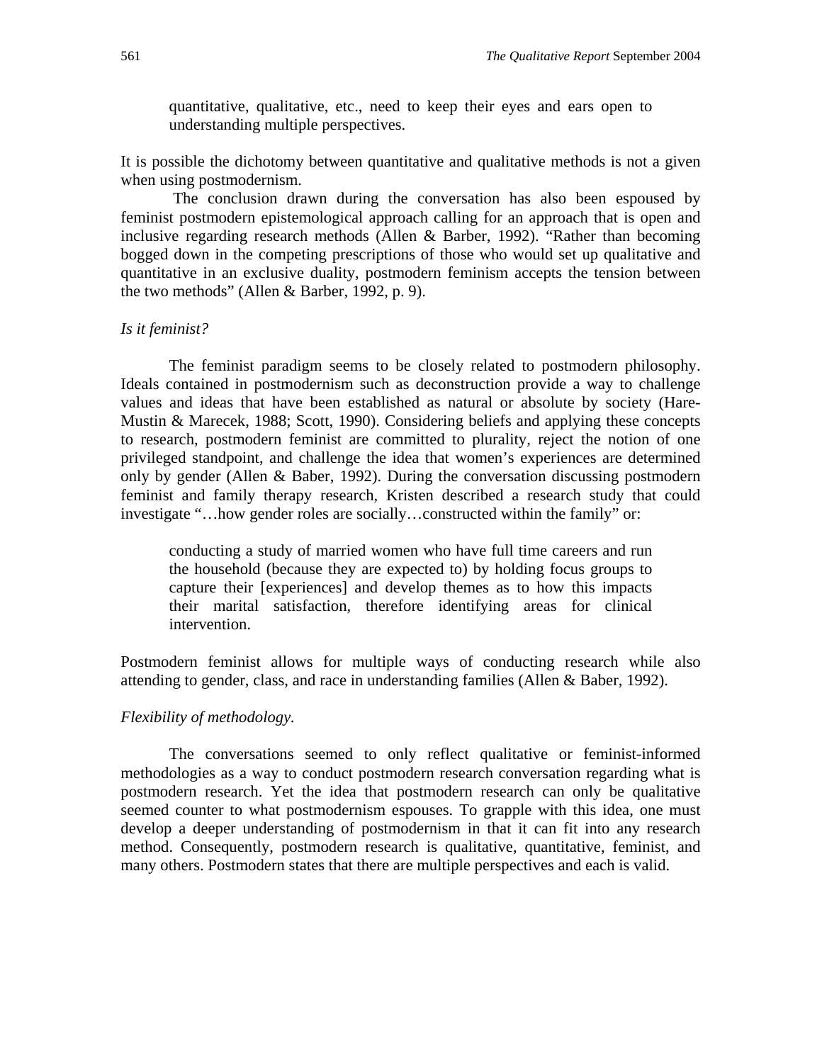> quantitative, qualitative, etc., need to keep their eyes and ears open to understanding multiple perspectives.

It is possible the dichotomy between quantitative and qualitative methods is not a given when using postmodernism.

The conclusion drawn during the conversation has also been espoused by feminist postmodern epistemological approach calling for an approach that is open and inclusive regarding research methods (Allen & Barber, 1992). "Rather than becoming bogged down in the competing prescriptions of those who would set up qualitative and quantitative in an exclusive duality, postmodern feminism accepts the tension between the two methods" (Allen & Barber, 1992, p. 9).

*Is it feminist?*

The feminist paradigm seems to be closely related to postmodern philosophy. Ideals contained in postmodernism such as deconstruction provide a way to challenge values and ideas that have been established as natural or absolute by society (Hare-Mustin & Marecek, 1988; Scott, 1990). Considering beliefs and applying these concepts to research, postmodern feminist are committed to plurality, reject the notion of one privileged standpoint, and challenge the idea that women's experiences are determined only by gender (Allen & Baber, 1992). During the conversation discussing postmodern feminist and family therapy research, Kristen described a research study that could investigate "…how gender roles are socially…constructed within the family" or:

> conducting a study of married women who have full time careers and run the household (because they are expected to) by holding focus groups to capture their [experiences] and develop themes as to how this impacts their marital satisfaction, therefore identifying areas for clinical intervention.

Postmodern feminist allows for multiple ways of conducting research while also attending to gender, class, and race in understanding families (Allen & Baber, 1992).

*Flexibility of methodology.*

The conversations seemed to only reflect qualitative or feminist-informed methodologies as a way to conduct postmodern research conversation regarding what is postmodern research. Yet the idea that postmodern research can only be qualitative seemed counter to what postmodernism espouses. To grapple with this idea, one must develop a deeper understanding of postmodernism in that it can fit into any research method. Consequently, postmodern research is qualitative, quantitative, feminist, and many others. Postmodern states that there are multiple perspectives and each is valid.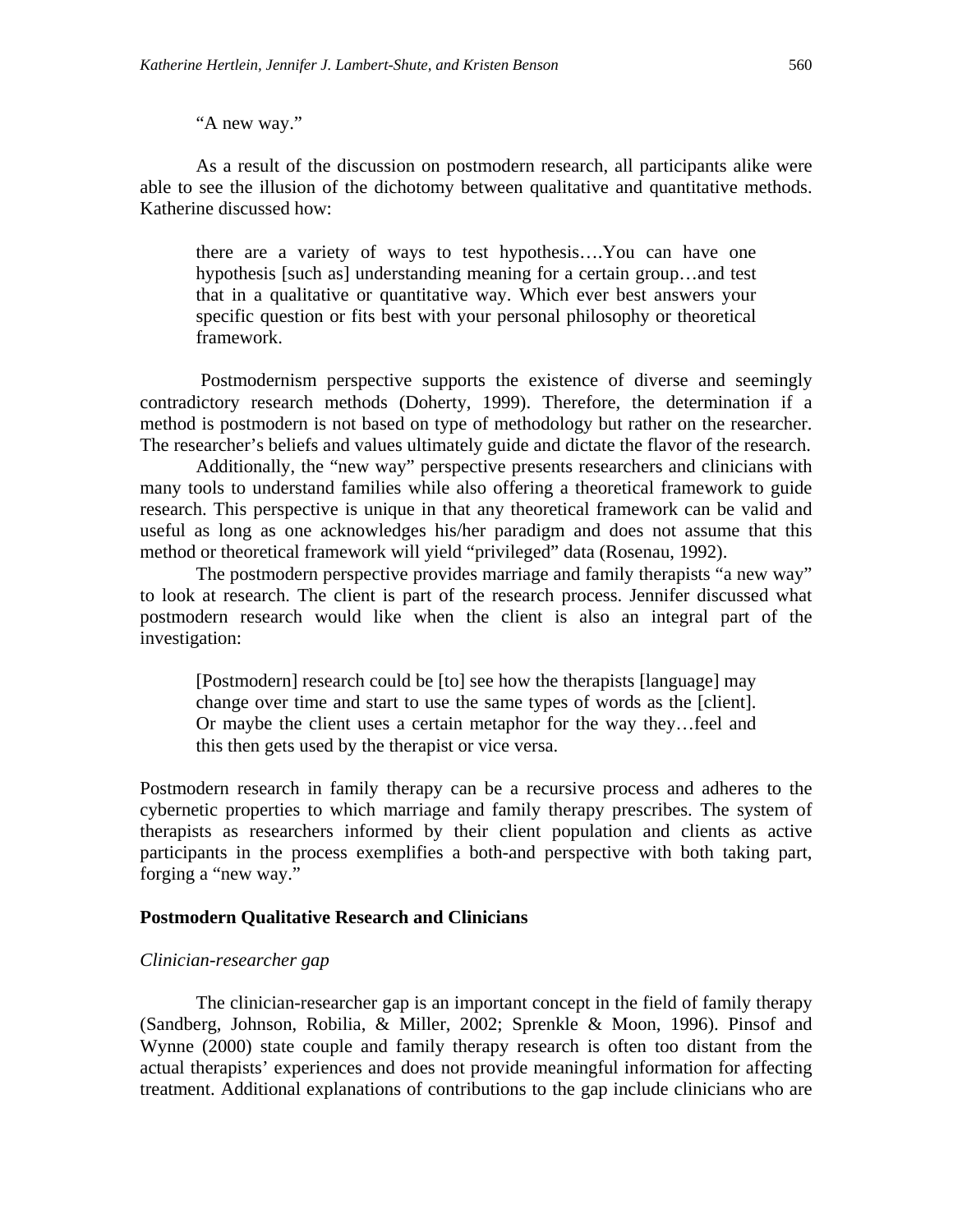"A new way."

As a result of the discussion on postmodern research, all participants alike were able to see the illusion of the dichotomy between qualitative and quantitative methods. Katherine discussed how:

> there are a variety of ways to test hypothesis….You can have one hypothesis [such as] understanding meaning for a certain group…and test that in a qualitative or quantitative way. Which ever best answers your specific question or fits best with your personal philosophy or theoretical framework.

Postmodernism perspective supports the existence of diverse and seemingly contradictory research methods (Doherty, 1999). Therefore, the determination if a method is postmodern is not based on type of methodology but rather on the researcher. The researcher's beliefs and values ultimately guide and dictate the flavor of the research.

Additionally, the "new way" perspective presents researchers and clinicians with many tools to understand families while also offering a theoretical framework to guide research. This perspective is unique in that any theoretical framework can be valid and useful as long as one acknowledges his/her paradigm and does not assume that this method or theoretical framework will yield "privileged" data (Rosenau, 1992).

The postmodern perspective provides marriage and family therapists "a new way" to look at research. The client is part of the research process. Jennifer discussed what postmodern research would like when the client is also an integral part of the investigation:

> [Postmodern] research could be [to] see how the therapists [language] may change over time and start to use the same types of words as the [client]. Or maybe the client uses a certain metaphor for the way they…feel and this then gets used by the therapist or vice versa.

Postmodern research in family therapy can be a recursive process and adheres to the cybernetic properties to which marriage and family therapy prescribes. The system of therapists as researchers informed by their client population and clients as active participants in the process exemplifies a both-and perspective with both taking part, forging a "new way."

## Postmodern Qualitative Research and Clinicians

### *Clinician-researcher gap*

The clinician-researcher gap is an important concept in the field of family therapy (Sandberg, Johnson, Robilia, & Miller, 2002; Sprenkle & Moon, 1996). Pinsof and Wynne (2000) state couple and family therapy research is often too distant from the actual therapists' experiences and does not provide meaningful information for affecting treatment. Additional explanations of contributions to the gap include clinicians who are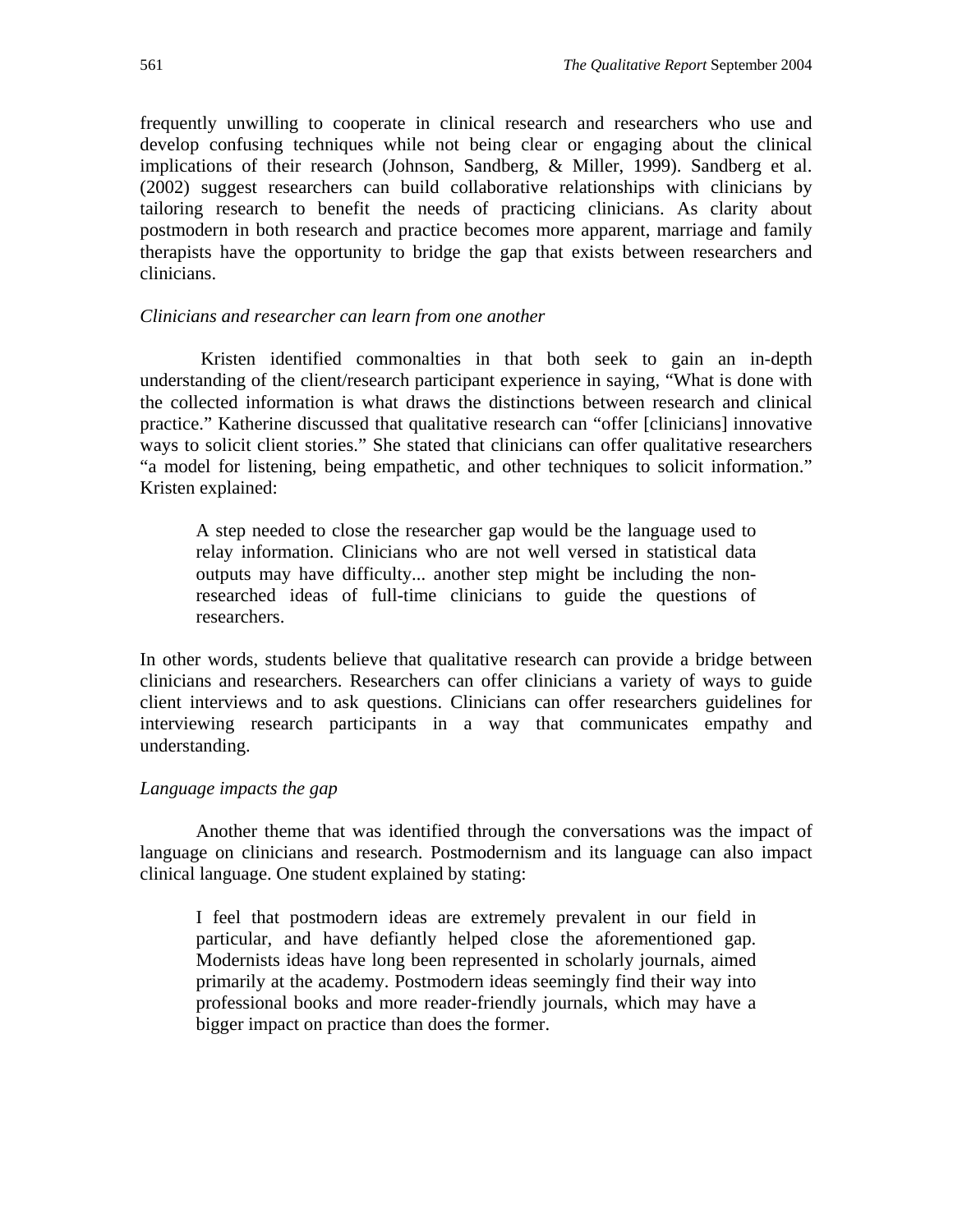frequently unwilling to cooperate in clinical research and researchers who use and develop confusing techniques while not being clear or engaging about the clinical implications of their research (Johnson, Sandberg, & Miller, 1999). Sandberg et al. (2002) suggest researchers can build collaborative relationships with clinicians by tailoring research to benefit the needs of practicing clinicians. As clarity about postmodern in both research and practice becomes more apparent, marriage and family therapists have the opportunity to bridge the gap that exists between researchers and clinicians.

*Clinicians and researcher can learn from one another*

Kristen identified commonalties in that both seek to gain an in-depth understanding of the client/research participant experience in saying, “What is done with the collected information is what draws the distinctions between research and clinical practice.” Katherine discussed that qualitative research can “offer [clinicians] innovative ways to solicit client stories.” She stated that clinicians can offer qualitative researchers “a model for listening, being empathetic, and other techniques to solicit information.” Kristen explained:

> A step needed to close the researcher gap would be the language used to relay information. Clinicians who are not well versed in statistical data outputs may have difficulty... another step might be including the non-researched ideas of full-time clinicians to guide the questions of researchers.

In other words, students believe that qualitative research can provide a bridge between clinicians and researchers. Researchers can offer clinicians a variety of ways to guide client interviews and to ask questions. Clinicians can offer researchers guidelines for interviewing research participants in a way that communicates empathy and understanding.

*Language impacts the gap*

Another theme that was identified through the conversations was the impact of language on clinicians and research. Postmodernism and its language can also impact clinical language. One student explained by stating:

> I feel that postmodern ideas are extremely prevalent in our field in particular, and have defiantly helped close the aforementioned gap. Modernists ideas have long been represented in scholarly journals, aimed primarily at the academy. Postmodern ideas seemingly find their way into professional books and more reader-friendly journals, which may have a bigger impact on practice than does the former.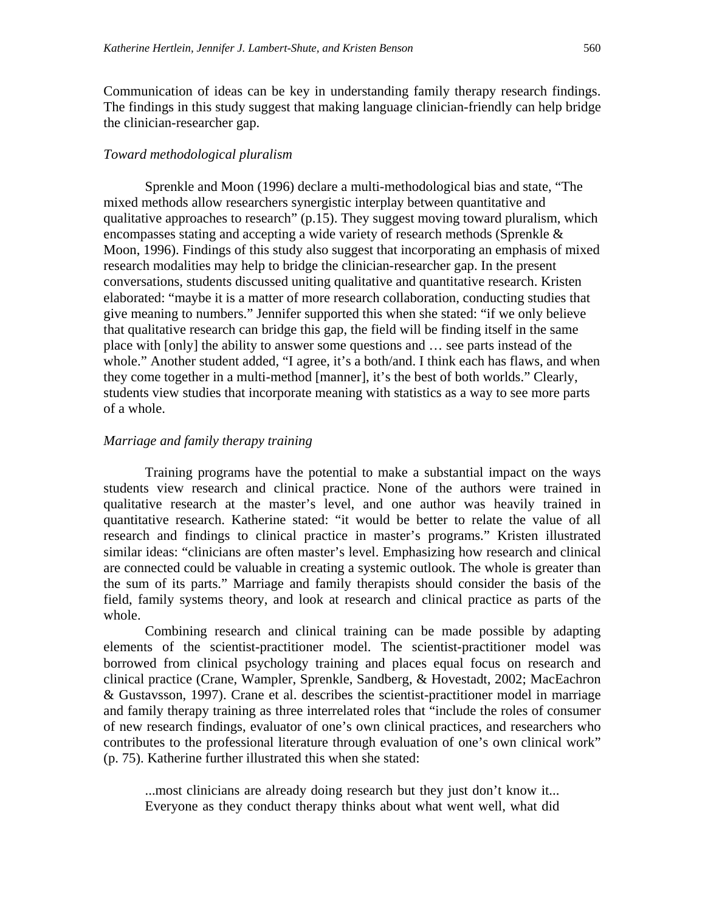Communication of ideas can be key in understanding family therapy research findings. The findings in this study suggest that making language clinician-friendly can help bridge the clinician-researcher gap.

### *Toward methodological pluralism*

Sprenkle and Moon (1996) declare a multi-methodological bias and state, "The mixed methods allow researchers synergistic interplay between quantitative and qualitative approaches to research" (p.15). They suggest moving toward pluralism, which encompasses stating and accepting a wide variety of research methods (Sprenkle & Moon, 1996). Findings of this study also suggest that incorporating an emphasis of mixed research modalities may help to bridge the clinician-researcher gap. In the present conversations, students discussed uniting qualitative and quantitative research. Kristen elaborated: "maybe it is a matter of more research collaboration, conducting studies that give meaning to numbers." Jennifer supported this when she stated: "if we only believe that qualitative research can bridge this gap, the field will be finding itself in the same place with [only] the ability to answer some questions and … see parts instead of the whole." Another student added, "I agree, it's a both/and. I think each has flaws, and when they come together in a multi-method [manner], it's the best of both worlds." Clearly, students view studies that incorporate meaning with statistics as a way to see more parts of a whole.

### *Marriage and family therapy training*

Training programs have the potential to make a substantial impact on the ways students view research and clinical practice. None of the authors were trained in qualitative research at the master's level, and one author was heavily trained in quantitative research. Katherine stated: "it would be better to relate the value of all research and findings to clinical practice in master's programs." Kristen illustrated similar ideas: "clinicians are often master's level. Emphasizing how research and clinical are connected could be valuable in creating a systemic outlook. The whole is greater than the sum of its parts." Marriage and family therapists should consider the basis of the field, family systems theory, and look at research and clinical practice as parts of the whole.

Combining research and clinical training can be made possible by adapting elements of the scientist-practitioner model. The scientist-practitioner model was borrowed from clinical psychology training and places equal focus on research and clinical practice (Crane, Wampler, Sprenkle, Sandberg, & Hovestadt, 2002; MacEachron & Gustavsson, 1997). Crane et al. describes the scientist-practitioner model in marriage and family therapy training as three interrelated roles that "include the roles of consumer of new research findings, evaluator of one's own clinical practices, and researchers who contributes to the professional literature through evaluation of one's own clinical work" (p. 75). Katherine further illustrated this when she stated:

> ...most clinicians are already doing research but they just don't know it... Everyone as they conduct therapy thinks about what went well, what did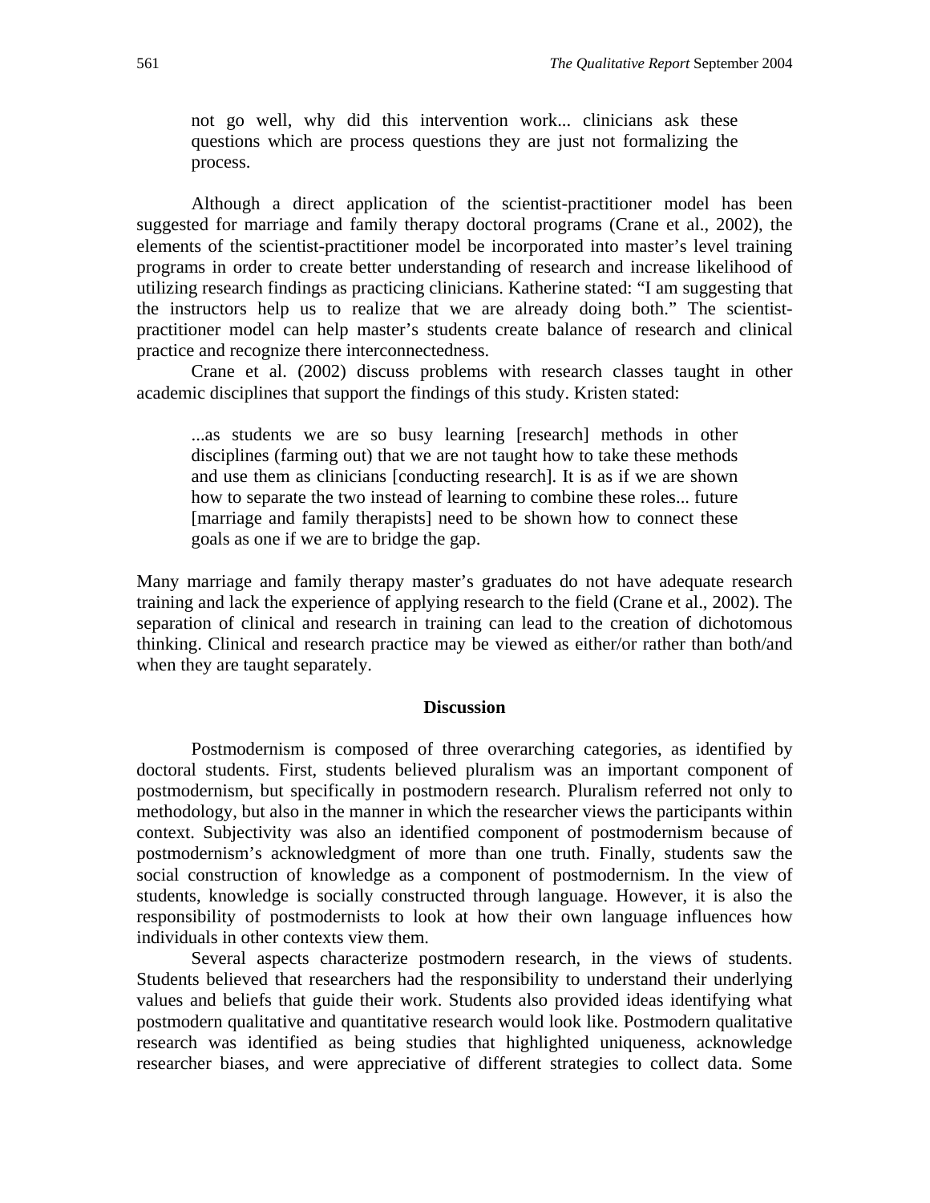> not go well, why did this intervention work... clinicians ask these questions which are process questions they are just not formalizing the process.

Although a direct application of the scientist-practitioner model has been suggested for marriage and family therapy doctoral programs (Crane et al., 2002), the elements of the scientist-practitioner model be incorporated into master's level training programs in order to create better understanding of research and increase likelihood of utilizing research findings as practicing clinicians. Katherine stated: "I am suggesting that the instructors help us to realize that we are already doing both." The scientist-practitioner model can help master's students create balance of research and clinical practice and recognize there interconnectedness.

Crane et al. (2002) discuss problems with research classes taught in other academic disciplines that support the findings of this study. Kristen stated:

> ...as students we are so busy learning [research] methods in other disciplines (farming out) that we are not taught how to take these methods and use them as clinicians [conducting research]. It is as if we are shown how to separate the two instead of learning to combine these roles... future [marriage and family therapists] need to be shown how to connect these goals as one if we are to bridge the gap.

Many marriage and family therapy master's graduates do not have adequate research training and lack the experience of applying research to the field (Crane et al., 2002). The separation of clinical and research in training can lead to the creation of dichotomous thinking. Clinical and research practice may be viewed as either/or rather than both/and when they are taught separately.

## Discussion

Postmodernism is composed of three overarching categories, as identified by doctoral students. First, students believed pluralism was an important component of postmodernism, but specifically in postmodern research. Pluralism referred not only to methodology, but also in the manner in which the researcher views the participants within context. Subjectivity was also an identified component of postmodernism because of postmodernism's acknowledgment of more than one truth. Finally, students saw the social construction of knowledge as a component of postmodernism. In the view of students, knowledge is socially constructed through language. However, it is also the responsibility of postmodernists to look at how their own language influences how individuals in other contexts view them.

Several aspects characterize postmodern research, in the views of students. Students believed that researchers had the responsibility to understand their underlying values and beliefs that guide their work. Students also provided ideas identifying what postmodern qualitative and quantitative research would look like. Postmodern qualitative research was identified as being studies that highlighted uniqueness, acknowledge researcher biases, and were appreciative of different strategies to collect data. Some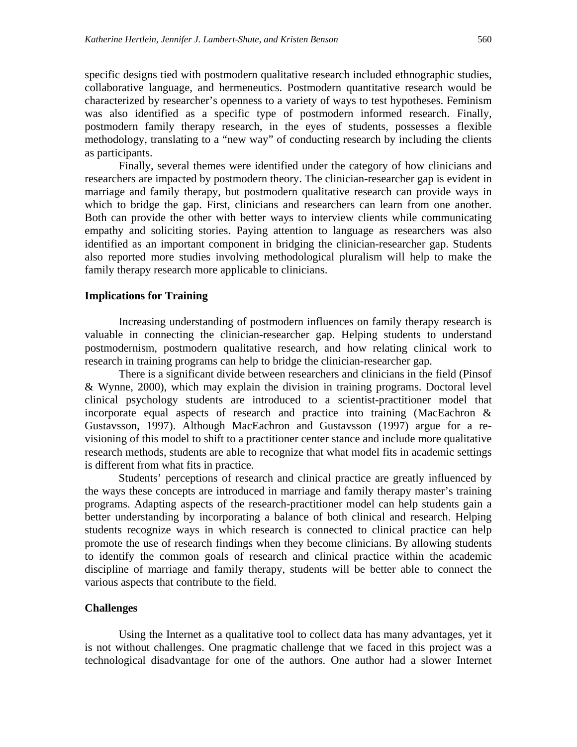specific designs tied with postmodern qualitative research included ethnographic studies, collaborative language, and hermeneutics. Postmodern quantitative research would be characterized by researcher's openness to a variety of ways to test hypotheses. Feminism was also identified as a specific type of postmodern informed research. Finally, postmodern family therapy research, in the eyes of students, possesses a flexible methodology, translating to a "new way" of conducting research by including the clients as participants.

Finally, several themes were identified under the category of how clinicians and researchers are impacted by postmodern theory. The clinician-researcher gap is evident in marriage and family therapy, but postmodern qualitative research can provide ways in which to bridge the gap. First, clinicians and researchers can learn from one another. Both can provide the other with better ways to interview clients while communicating empathy and soliciting stories. Paying attention to language as researchers was also identified as an important component in bridging the clinician-researcher gap. Students also reported more studies involving methodological pluralism will help to make the family therapy research more applicable to clinicians.

### Implications for Training

Increasing understanding of postmodern influences on family therapy research is valuable in connecting the clinician-researcher gap. Helping students to understand postmodernism, postmodern qualitative research, and how relating clinical work to research in training programs can help to bridge the clinician-researcher gap.

There is a significant divide between researchers and clinicians in the field (Pinsof & Wynne, 2000), which may explain the division in training programs. Doctoral level clinical psychology students are introduced to a scientist-practitioner model that incorporate equal aspects of research and practice into training (MacEachron & Gustavsson, 1997). Although MacEachron and Gustavsson (1997) argue for a re-visioning of this model to shift to a practitioner center stance and include more qualitative research methods, students are able to recognize that what model fits in academic settings is different from what fits in practice.

Students' perceptions of research and clinical practice are greatly influenced by the ways these concepts are introduced in marriage and family therapy master's training programs. Adapting aspects of the research-practitioner model can help students gain a better understanding by incorporating a balance of both clinical and research. Helping students recognize ways in which research is connected to clinical practice can help promote the use of research findings when they become clinicians. By allowing students to identify the common goals of research and clinical practice within the academic discipline of marriage and family therapy, students will be better able to connect the various aspects that contribute to the field.

### Challenges

Using the Internet as a qualitative tool to collect data has many advantages, yet it is not without challenges. One pragmatic challenge that we faced in this project was a technological disadvantage for one of the authors. One author had a slower Internet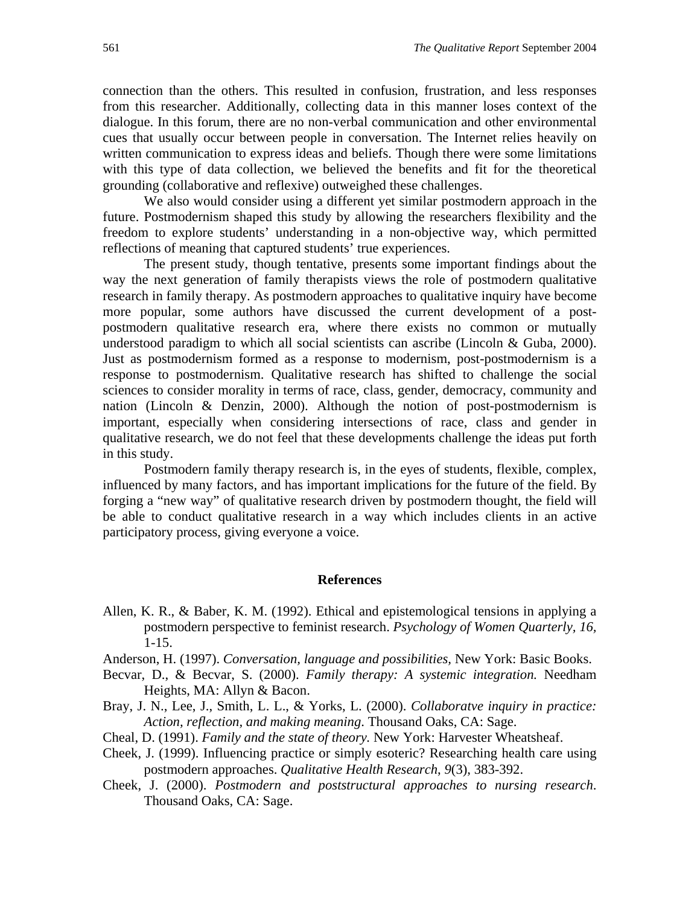connection than the others. This resulted in confusion, frustration, and less responses from this researcher. Additionally, collecting data in this manner loses context of the dialogue. In this forum, there are no non-verbal communication and other environmental cues that usually occur between people in conversation. The Internet relies heavily on written communication to express ideas and beliefs. Though there were some limitations with this type of data collection, we believed the benefits and fit for the theoretical grounding (collaborative and reflexive) outweighed these challenges.

We also would consider using a different yet similar postmodern approach in the future. Postmodernism shaped this study by allowing the researchers flexibility and the freedom to explore students' understanding in a non-objective way, which permitted reflections of meaning that captured students' true experiences.

The present study, though tentative, presents some important findings about the way the next generation of family therapists views the role of postmodern qualitative research in family therapy. As postmodern approaches to qualitative inquiry have become more popular, some authors have discussed the current development of a post-postmodern qualitative research era, where there exists no common or mutually understood paradigm to which all social scientists can ascribe (Lincoln & Guba, 2000). Just as postmodernism formed as a response to modernism, post-postmodernism is a response to postmodernism. Qualitative research has shifted to challenge the social sciences to consider morality in terms of race, class, gender, democracy, community and nation (Lincoln & Denzin, 2000). Although the notion of post-postmodernism is important, especially when considering intersections of race, class and gender in qualitative research, we do not feel that these developments challenge the ideas put forth in this study.

Postmodern family therapy research is, in the eyes of students, flexible, complex, influenced by many factors, and has important implications for the future of the field. By forging a "new way" of qualitative research driven by postmodern thought, the field will be able to conduct qualitative research in a way which includes clients in an active participatory process, giving everyone a voice.

## References

Allen, K. R., & Baber, K. M. (1992). Ethical and epistemological tensions in applying a postmodern perspective to feminist research. *Psychology of Women Quarterly*, *16*, 1-15.

Anderson, H. (1997). *Conversation, language and possibilities,* New York: Basic Books.

Becvar, D., & Becvar, S. (2000). *Family therapy: A systemic integration.* Needham Heights, MA: Allyn & Bacon.

Bray, J. N., Lee, J., Smith, L. L., & Yorks, L. (2000). *Collaboratve inquiry in practice: Action, reflection, and making meaning*. Thousand Oaks, CA: Sage.

Cheal, D. (1991). *Family and the state of theory.* New York: Harvester Wheatsheaf.

Cheek, J. (1999). Influencing practice or simply esoteric? Researching health care using postmodern approaches. *Qualitative Health Research*, *9*(3), 383-392.

Cheek, J. (2000). *Postmodern and poststructural approaches to nursing research.* Thousand Oaks, CA: Sage.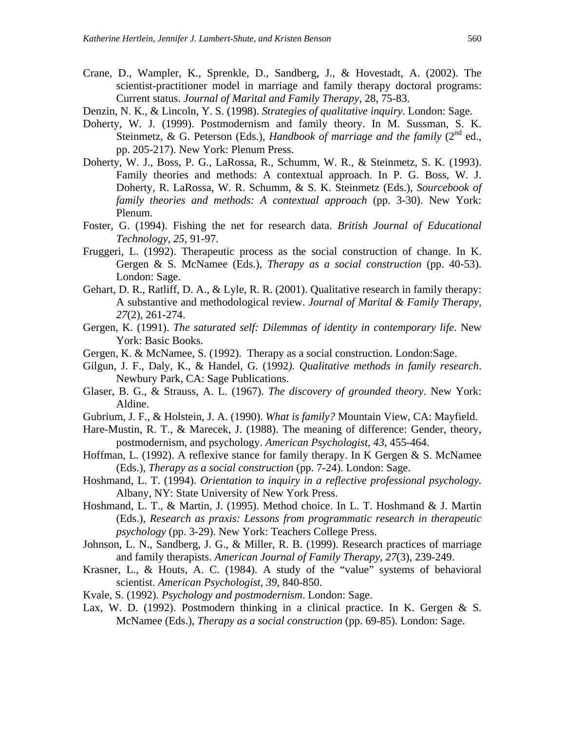Crane, D., Wampler, K., Sprenkle, D., Sandberg, J., & Hovestadt, A. (2002). The scientist-practitioner model in marriage and family therapy doctoral programs: Current status. *Journal of Marital and Family Therapy*, 28, 75-83.

Denzin, N. K., & Lincoln, Y. S. (1998). *Strategies of qualitative inquiry*. London: Sage.

Doherty, W. J. (1999). Postmodernism and family theory. In M. Sussman, S. K. Steinmetz, & G. Peterson (Eds.), *Handbook of marriage and the family* (2nd ed., pp. 205-217). New York: Plenum Press.

Doherty, W. J., Boss, P. G., LaRossa, R., Schumm, W. R., & Steinmetz, S. K. (1993). Family theories and methods: A contextual approach. In P. G. Boss, W. J. Doherty, R. LaRossa, W. R. Schumm, & S. K. Steinmetz (Eds.), *Sourcebook of family theories and methods: A contextual approach* (pp. 3-30). New York: Plenum.

Foster, G. (1994). Fishing the net for research data. *British Journal of Educational Technology, 25*, 91-97.

Fruggeri, L. (1992). Therapeutic process as the social construction of change. In K. Gergen & S. McNamee (Eds.), *Therapy as a social construction* (pp. 40-53). London: Sage.

Gehart, D. R., Ratliff, D. A., & Lyle, R. R. (2001). Qualitative research in family therapy: A substantive and methodological review. *Journal of Marital & Family Therapy, 27*(2), 261-274.

Gergen, K. (1991). *The saturated self: Dilemmas of identity in contemporary life*. New York: Basic Books.

Gergen, K. & McNamee, S. (1992). Therapy as a social construction. London:Sage.

Gilgun, J. F., Daly, K., & Handel, G. (1992). *Qualitative methods in family research*. Newbury Park, CA: Sage Publications.

Glaser, B. G., & Strauss, A. L. (1967). *The discovery of grounded theory*. New York: Aldine.

Gubrium, J. F., & Holstein, J. A. (1990). *What is family?* Mountain View, CA: Mayfield.

Hare-Mustin, R. T., & Marecek, J. (1988). The meaning of difference: Gender, theory, postmodernism, and psychology. *American Psychologist, 43*, 455-464.

Hoffman, L. (1992). A reflexive stance for family therapy. In K Gergen & S. McNamee (Eds.), *Therapy as a social construction* (pp. 7-24). London: Sage.

Hoshmand, L. T. (1994). *Orientation to inquiry in a reflective professional psychology.* Albany, NY: State University of New York Press.

Hoshmand, L. T., & Martin, J. (1995). Method choice. In L. T. Hoshmand & J. Martin (Eds.), *Research as praxis: Lessons from programmatic research in therapeutic psychology* (pp. 3-29). New York: Teachers College Press.

Johnson, L. N., Sandberg, J. G., & Miller, R. B. (1999). Research practices of marriage and family therapists. *American Journal of Family Therapy, 27*(3), 239-249.

Krasner, L., & Houts, A. C. (1984). A study of the "value" systems of behavioral scientist. *American Psychologist, 39*, 840-850.

Kvale, S. (1992). *Psychology and postmodernism*. London: Sage.

Lax, W. D. (1992). Postmodern thinking in a clinical practice. In K. Gergen & S. McNamee (Eds.), *Therapy as a social construction* (pp. 69-85). London: Sage.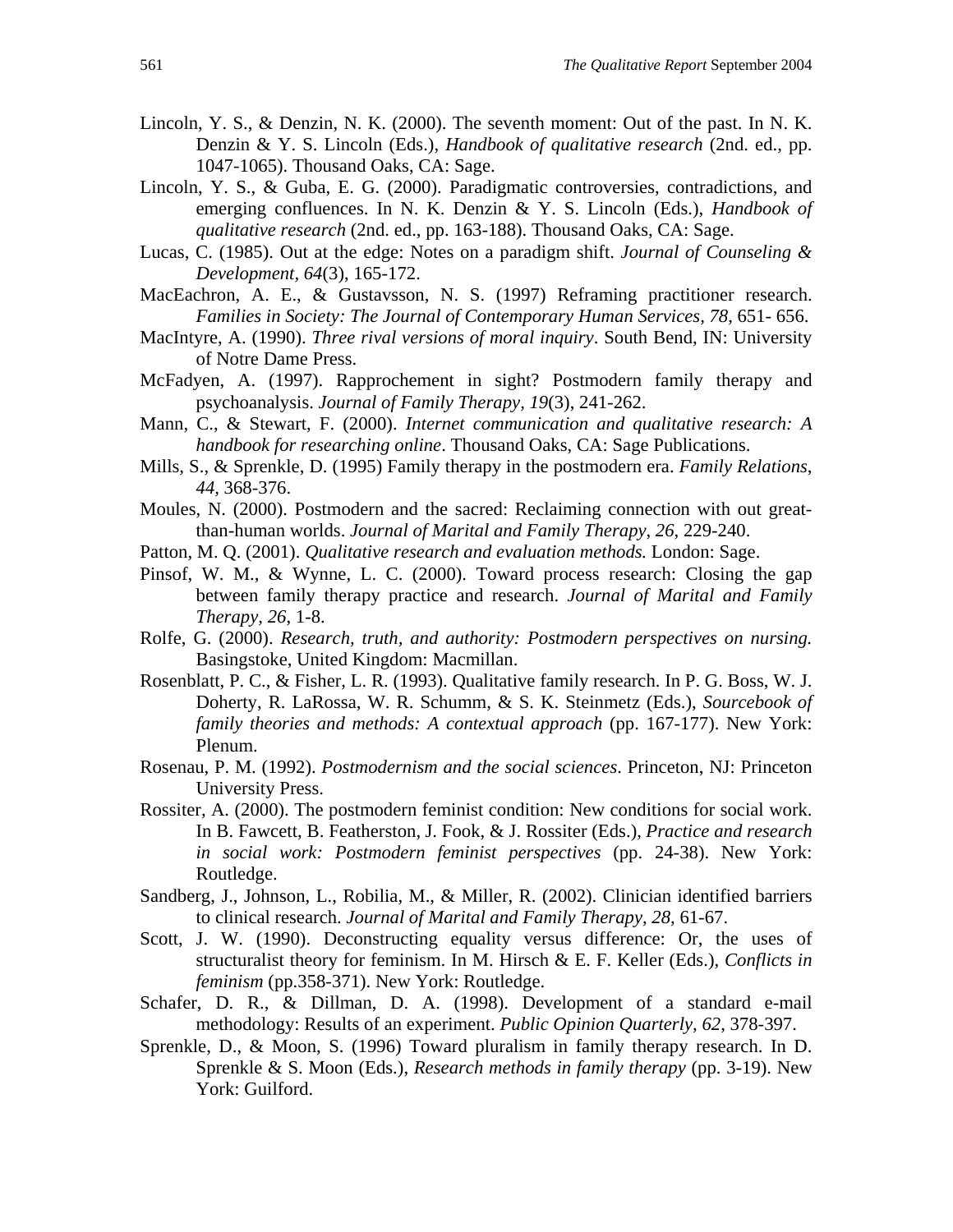Lincoln, Y. S., & Denzin, N. K. (2000). The seventh moment: Out of the past. In N. K. Denzin & Y. S. Lincoln (Eds.), *Handbook of qualitative research* (2nd. ed., pp. 1047-1065). Thousand Oaks, CA: Sage.

Lincoln, Y. S., & Guba, E. G. (2000). Paradigmatic controversies, contradictions, and emerging confluences. In N. K. Denzin & Y. S. Lincoln (Eds.), *Handbook of qualitative research* (2nd. ed., pp. 163-188). Thousand Oaks, CA: Sage.

Lucas, C. (1985). Out at the edge: Notes on a paradigm shift. *Journal of Counseling & Development*, *64*(3), 165-172.

MacEachron, A. E., & Gustavsson, N. S. (1997) Reframing practitioner research. *Families in Society: The Journal of Contemporary Human Services, 78*, 651- 656.

MacIntyre, A. (1990). *Three rival versions of moral inquiry*. South Bend, IN: University of Notre Dame Press.

McFadyen, A. (1997). Rapprochement in sight? Postmodern family therapy and psychoanalysis. *Journal of Family Therapy, 19*(3), 241-262.

Mann, C., & Stewart, F. (2000). *Internet communication and qualitative research: A handbook for researching online*. Thousand Oaks, CA: Sage Publications.

Mills, S., & Sprenkle, D. (1995) Family therapy in the postmodern era. *Family Relations*, *44*, 368-376.

Moules, N. (2000). Postmodern and the sacred: Reclaiming connection with out great-than-human worlds. *Journal of Marital and Family Therapy*, *26*, 229-240.

Patton, M. Q. (2001). *Qualitative research and evaluation methods.* London: Sage.

Pinsof, W. M., & Wynne, L. C. (2000). Toward process research: Closing the gap between family therapy practice and research. *Journal of Marital and Family Therapy, 26*, 1-8.

Rolfe, G. (2000). *Research, truth, and authority: Postmodern perspectives on nursing.* Basingstoke, United Kingdom: Macmillan.

Rosenblatt, P. C., & Fisher, L. R. (1993). Qualitative family research. In P. G. Boss, W. J. Doherty, R. LaRossa, W. R. Schumm, & S. K. Steinmetz (Eds.), *Sourcebook of family theories and methods: A contextual approach* (pp. 167-177). New York: Plenum.

Rosenau, P. M. (1992). *Postmodernism and the social sciences*. Princeton, NJ: Princeton University Press.

Rossiter, A. (2000). The postmodern feminist condition: New conditions for social work. In B. Fawcett, B. Featherston, J. Fook, & J. Rossiter (Eds.), *Practice and research in social work: Postmodern feminist perspectives* (pp. 24-38). New York: Routledge.

Sandberg, J., Johnson, L., Robilia, M., & Miller, R. (2002). Clinician identified barriers to clinical research. *Journal of Marital and Family Therapy*, *28*, 61-67.

Scott, J. W. (1990). Deconstructing equality versus difference: Or, the uses of structuralist theory for feminism. In M. Hirsch & E. F. Keller (Eds.), *Conflicts in feminism* (pp.358-371). New York: Routledge.

Schafer, D. R., & Dillman, D. A. (1998). Development of a standard e-mail methodology: Results of an experiment. *Public Opinion Quarterly*, *62*, 378-397.

Sprenkle, D., & Moon, S. (1996) Toward pluralism in family therapy research. In D. Sprenkle & S. Moon (Eds.), *Research methods in family therapy* (pp. 3-19). New York: Guilford.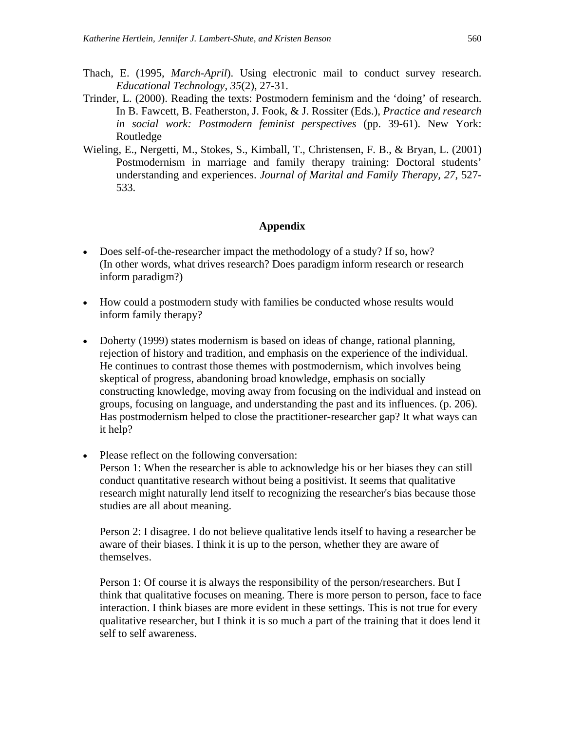Thach, E. (1995, *March-April*). Using electronic mail to conduct survey research. *Educational Technology, 35*(2), 27-31.

Trinder, L. (2000). Reading the texts: Postmodern feminism and the 'doing' of research. In B. Fawcett, B. Featherston, J. Fook, & J. Rossiter (Eds.), *Practice and research in social work: Postmodern feminist perspectives* (pp. 39-61). New York: Routledge

Wieling, E., Nergetti, M., Stokes, S., Kimball, T., Christensen, F. B., & Bryan, L. (2001) Postmodernism in marriage and family therapy training: Doctoral students' understanding and experiences. *Journal of Marital and Family Therapy, 27*, 527-533.

## Appendix

- Does self-of-the-researcher impact the methodology of a study? If so, how? (In other words, what drives research? Does paradigm inform research or research inform paradigm?)

- How could a postmodern study with families be conducted whose results would inform family therapy?

- Doherty (1999) states modernism is based on ideas of change, rational planning, rejection of history and tradition, and emphasis on the experience of the individual. He continues to contrast those themes with postmodernism, which involves being skeptical of progress, abandoning broad knowledge, emphasis on socially constructing knowledge, moving away from focusing on the individual and instead on groups, focusing on language, and understanding the past and its influences. (p. 206). Has postmodernism helped to close the practitioner-researcher gap? It what ways can it help?

- Please reflect on the following conversation:
  Person 1: When the researcher is able to acknowledge his or her biases they can still conduct quantitative research without being a positivist. It seems that qualitative research might naturally lend itself to recognizing the researcher's bias because those studies are all about meaning.

  Person 2: I disagree. I do not believe qualitative lends itself to having a researcher be aware of their biases. I think it is up to the person, whether they are aware of themselves.

  Person 1: Of course it is always the responsibility of the person/researchers. But I think that qualitative focuses on meaning. There is more person to person, face to face interaction. I think biases are more evident in these settings. This is not true for every qualitative researcher, but I think it is so much a part of the training that it does lend it self to self awareness.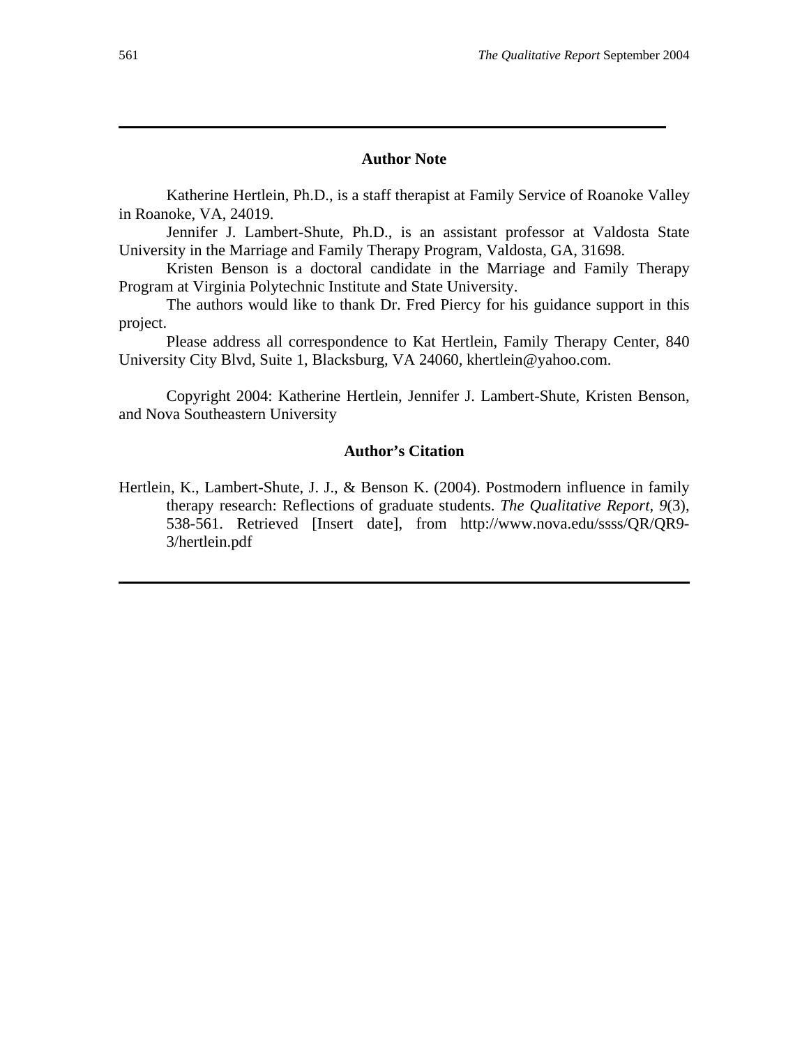## Author Note

Katherine Hertlein, Ph.D., is a staff therapist at Family Service of Roanoke Valley in Roanoke, VA, 24019.

Jennifer J. Lambert-Shute, Ph.D., is an assistant professor at Valdosta State University in the Marriage and Family Therapy Program, Valdosta, GA, 31698.

Kristen Benson is a doctoral candidate in the Marriage and Family Therapy Program at Virginia Polytechnic Institute and State University.

The authors would like to thank Dr. Fred Piercy for his guidance support in this project.

Please address all correspondence to Kat Hertlein, Family Therapy Center, 840 University City Blvd, Suite 1, Blacksburg, VA 24060, khertlein@yahoo.com.

Copyright 2004: Katherine Hertlein, Jennifer J. Lambert-Shute, Kristen Benson, and Nova Southeastern University

## Author's Citation

Hertlein, K., Lambert-Shute, J. J., & Benson K. (2004). Postmodern influence in family therapy research: Reflections of graduate students. *The Qualitative Report, 9*(3), 538-561. Retrieved [Insert date], from http://www.nova.edu/ssss/QR/QR9-3/hertlein.pdf